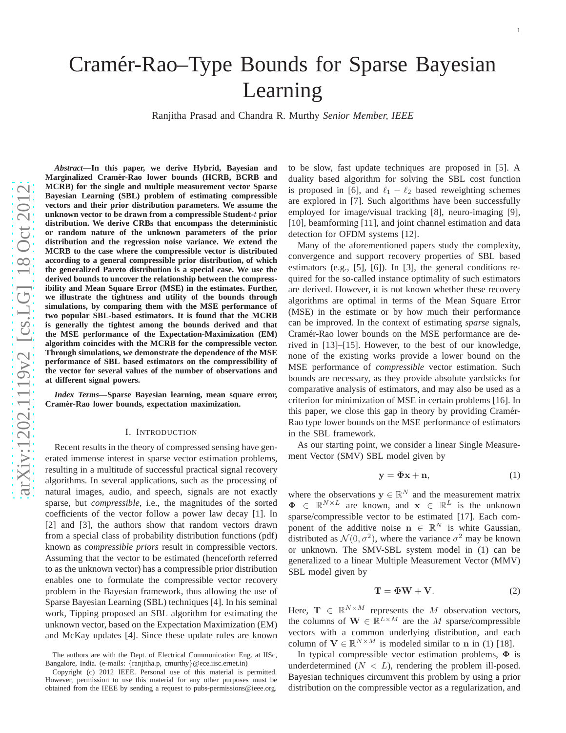# Cramér-Rao–Type Bounds for Sparse Bayesian Learning

Ranjitha Prasad and Chandra R. Murthy *Senior Member, IEEE*

***Abstract*—In this paper, we derive Hybrid, Bayesian and Marginalized Cramér-Rao lower bounds (HCRB, BCRB and MCRB) for the single and multiple measurement vector Sparse Bayesian Learning (SBL) problem of estimating compressible vectors and their prior distribution parameters. We assume the unknown vector to be drawn from a compressible Student-$t$ prior distribution. We derive CRBs that encompass the deterministic or random nature of the unknown parameters of the prior distribution and the regression noise variance. We extend the MCRB to the case where the compressible vector is distributed according to a general compressible prior distribution, of which the generalized Pareto distribution is a special case. We use the derived bounds to uncover the relationship between the compressibility and Mean Square Error (MSE) in the estimates. Further, we illustrate the tightness and utility of the bounds through simulations, by comparing them with the MSE performance of two popular SBL-based estimators. It is found that the MCRB is generally the tightest among the bounds derived and that the MSE performance of the Expectation-Maximization (EM) algorithm coincides with the MCRB for the compressible vector. Through simulations, we demonstrate the dependence of the MSE performance of SBL based estimators on the compressibility of the vector for several values of the number of observations and at different signal powers.**

***Index Terms*—Sparse Bayesian learning, mean square error, Cramér-Rao lower bounds, expectation maximization.**

## I. Introduction

Recent results in the theory of compressed sensing have generated immense interest in sparse vector estimation problems, resulting in a multitude of successful practical signal recovery algorithms. In several applications, such as the processing of natural images, audio, and speech, signals are not exactly sparse, but *compressible*, i.e., the magnitudes of the sorted coefficients of the vector follow a power law decay [1]. In [2] and [3], the authors show that random vectors drawn from a special class of probability distribution functions (pdf) known as *compressible priors* result in compressible vectors. Assuming that the vector to be estimated (henceforth referred to as the unknown vector) has a compressible prior distribution enables one to formulate the compressible vector recovery problem in the Bayesian framework, thus allowing the use of Sparse Bayesian Learning (SBL) techniques [4]. In his seminal work, Tipping proposed an SBL algorithm for estimating the unknown vector, based on the Expectation Maximization (EM) and McKay updates [4]. Since these update rules are known to be slow, fast update techniques are proposed in [5]. A duality based algorithm for solving the SBL cost function is proposed in [6], and $\ell_1 - \ell_2$ based reweighting schemes are explored in [7]. Such algorithms have been successfully employed for image/visual tracking [8], neuro-imaging [9], [10], beamforming [11], and joint channel estimation and data detection for OFDM systems [12].

Many of the aforementioned papers study the complexity, convergence and support recovery properties of SBL based estimators (e.g., [5], [6]). In [3], the general conditions required for the so-called instance optimality of such estimators are derived. However, it is not known whether these recovery algorithms are optimal in terms of the Mean Square Error (MSE) in the estimate or by how much their performance can be improved. In the context of estimating *sparse* signals, Cramér-Rao lower bounds on the MSE performance are derived in [13]–[15]. However, to the best of our knowledge, none of the existing works provide a lower bound on the MSE performance of *compressible* vector estimation. Such bounds are necessary, as they provide absolute yardsticks for comparative analysis of estimators, and may also be used as a criterion for minimization of MSE in certain problems [16]. In this paper, we close this gap in theory by providing Cramér-Rao type lower bounds on the MSE performance of estimators in the SBL framework.

As our starting point, we consider a linear Single Measurement Vector (SMV) SBL model given by

$$\mathbf{y} = \mathbf{\Phi x} + \mathbf{n}, \tag{1}$$

where the observations $\mathbf{y} \in \mathbb{R}^N$ and the measurement matrix $\mathbf{\Phi} \in \mathbb{R}^{N\times L}$ are known, and $\mathbf{x} \in \mathbb{R}^L$ is the unknown sparse/compressible vector to be estimated [17]. Each component of the additive noise $\mathbf{n} \in \mathbb{R}^N$ is white Gaussian, distributed as $\mathcal{N}(0, \sigma^2)$, where the variance $\sigma^2$ may be known or unknown. The SMV-SBL system model in (1) can be generalized to a linear Multiple Measurement Vector (MMV) SBL model given by

$$\mathbf{T} = \mathbf{\Phi W} + \mathbf{V}. \tag{2}$$

Here, $\mathbf{T} \in \mathbb{R}^{N\times M}$ represents the $M$ observation vectors, the columns of $\mathbf{W} \in \mathbb{R}^{L\times M}$ are the $M$ sparse/compressible vectors with a common underlying distribution, and each column of $\mathbf{V} \in \mathbb{R}^{N\times M}$ is modeled similar to $\mathbf{n}$ in (1) [18].

In typical compressible vector estimation problems, $\mathbf{\Phi}$ is underdetermined ($N < L$), rendering the problem ill-posed. Bayesian techniques circumvent this problem by using a prior distribution on the compressible vector as a regularization, and

The authors are with the Dept. of Electrical Communication Eng. at IISc, Bangalore, India. (e-mails: {ranjitha.p, cmurthy}@ece.iisc.ernet.in)

Copyright (c) 2012 IEEE. Personal use of this material is permitted. However, permission to use this material for any other purposes must be obtained from the IEEE by sending a request to pubs-permissions@ieee.org.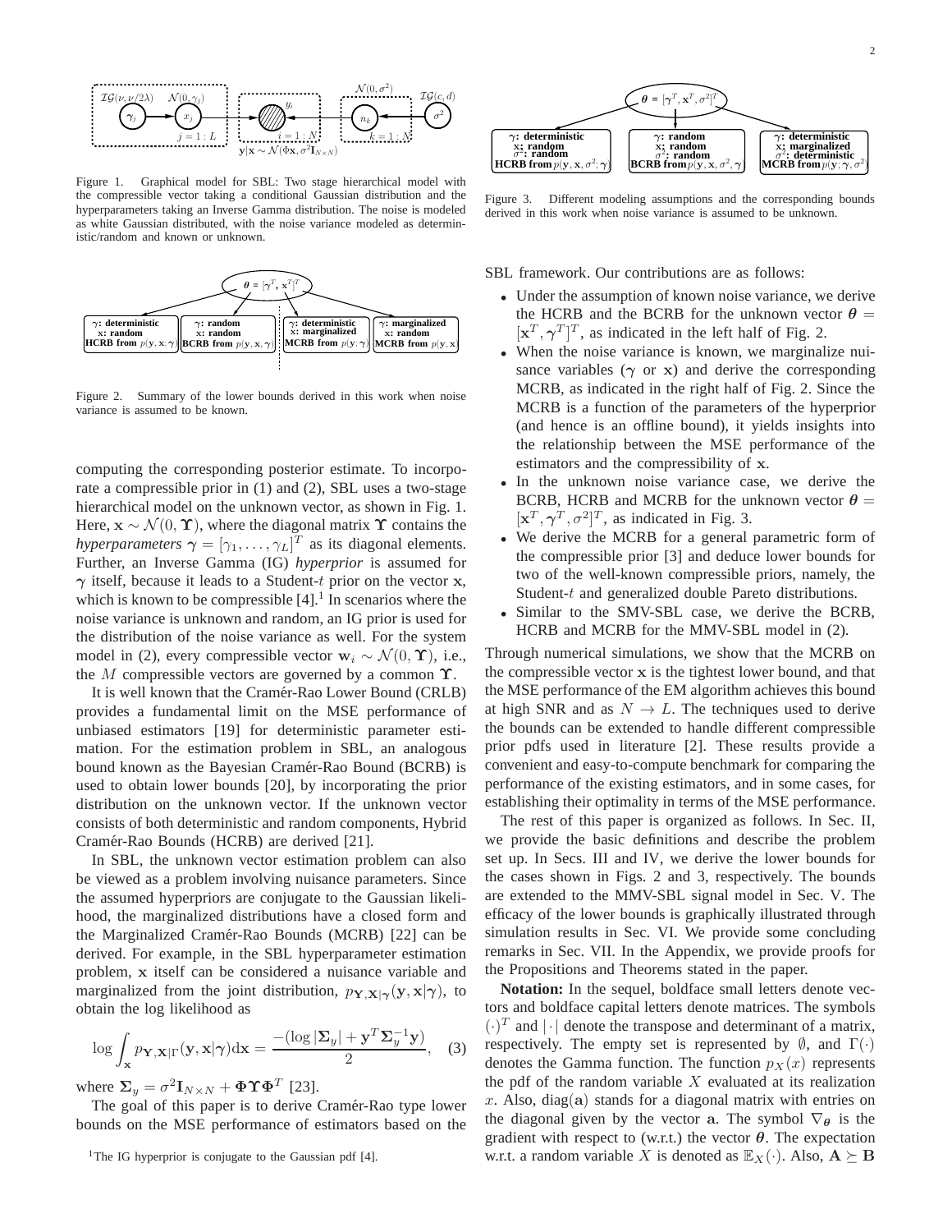Figure 1. Graphical model for SBL: Two stage hierarchical model with the compressible vector taking a conditional Gaussian distribution and the hyperparameters taking an Inverse Gamma distribution. The noise is modeled as white Gaussian distributed, with the noise variance modeled as deterministic/random and known or unknown.

Figure 2. Summary of the lower bounds derived in this work when noise variance is assumed to be known.

computing the corresponding posterior estimate. To incorporate a compressible prior in (1) and (2), SBL uses a two-stage hierarchical model on the unknown vector, as shown in Fig. 1. Here, $\mathbf{x} \sim \mathcal{N}(0, \boldsymbol{\Upsilon})$, where the diagonal matrix $\boldsymbol{\Upsilon}$ contains the *hyperparameters* $\boldsymbol{\gamma} = [\gamma_1, \ldots, \gamma_L]^T$ as its diagonal elements. Further, an Inverse Gamma (IG) *hyperprior* is assumed for $\boldsymbol{\gamma}$ itself, because it leads to a Student-$t$ prior on the vector $\mathbf{x}$, which is known to be compressible [4].[1] In scenarios where the noise variance is unknown and random, an IG prior is used for the distribution of the noise variance as well. For the system model in (2), every compressible vector $\mathbf{w}_i \sim \mathcal{N}(0, \boldsymbol{\Upsilon})$, i.e., the $M$ compressible vectors are governed by a common $\boldsymbol{\Upsilon}$.

It is well known that the Cramér-Rao Lower Bound (CRLB) provides a fundamental limit on the MSE performance of unbiased estimators [19] for deterministic parameter estimation. For the estimation problem in SBL, an analogous bound known as the Bayesian Cramér-Rao Bound (BCRB) is used to obtain lower bounds [20], by incorporating the prior distribution on the unknown vector. If the unknown vector consists of both deterministic and random components, Hybrid Cramér-Rao Bounds (HCRB) are derived [21].

In SBL, the unknown vector estimation problem can also be viewed as a problem involving nuisance parameters. Since the assumed hyperpriors are conjugate to the Gaussian likelihood, the marginalized distributions have a closed form and the Marginalized Cramér-Rao Bounds (MCRB) [22] can be derived. For example, in the SBL hyperparameter estimation problem, $\mathbf{x}$ itself can be considered a nuisance variable and marginalized from the joint distribution, $p_{\mathbf{Y},\mathbf{X}|\boldsymbol{\gamma}}(\mathbf{y}, \mathbf{x}|\boldsymbol{\gamma})$, to obtain the log likelihood as

$$\log \int_{\mathbf{x}} p_{\mathbf{Y},\mathbf{X}|\Gamma}(\mathbf{y}, \mathbf{x}|\boldsymbol{\gamma}) d\mathbf{x} = \frac{-(\log |\boldsymbol{\Sigma}_y| + \mathbf{y}^T \boldsymbol{\Sigma}_y^{-1} \mathbf{y})}{2}, \quad (3)$$

where $\boldsymbol{\Sigma}_y = \sigma^2 \mathbf{I}_{N \times N} + \boldsymbol{\Phi} \boldsymbol{\Upsilon} \boldsymbol{\Phi}^T$ [23].

The goal of this paper is to derive Cramér-Rao type lower bounds on the MSE performance of estimators based on the SBL framework. Our contributions are as follows:

- Under the assumption of known noise variance, we derive the HCRB and the BCRB for the unknown vector $\boldsymbol{\theta} = [\mathbf{x}^T, \boldsymbol{\gamma}^T]^T$, as indicated in the left half of Fig. 2.
- When the noise variance is known, we marginalize nuisance variables ($\boldsymbol{\gamma}$ or $\mathbf{x}$) and derive the corresponding MCRB, as indicated in the right half of Fig. 2. Since the MCRB is a function of the parameters of the hyperprior (and hence is an offline bound), it yields insights into the relationship between the MSE performance of the estimators and the compressibility of $\mathbf{x}$.
- In the unknown noise variance case, we derive the BCRB, HCRB and MCRB for the unknown vector $\boldsymbol{\theta} = [\mathbf{x}^T, \boldsymbol{\gamma}^T, \sigma^2]^T$, as indicated in Fig. 3.
- We derive the MCRB for a general parametric form of the compressible prior [3] and deduce lower bounds for two of the well-known compressible priors, namely, the Student-$t$ and generalized double Pareto distributions.
- Similar to the SMV-SBL case, we derive the BCRB, HCRB and MCRB for the MMV-SBL model in (2).

Through numerical simulations, we show that the MCRB on the compressible vector $\mathbf{x}$ is the tightest lower bound, and that the MSE performance of the EM algorithm achieves this bound at high SNR and as $N \to L$. The techniques used to derive the bounds can be extended to handle different compressible prior pdfs used in literature [2]. These results provide a convenient and easy-to-compute benchmark for comparing the performance of the existing estimators, and in some cases, for establishing their optimality in terms of the MSE performance.

The rest of this paper is organized as follows. In Sec. II, we provide the basic definitions and describe the problem set up. In Secs. III and IV, we derive the lower bounds for the cases shown in Figs. 2 and 3, respectively. The bounds are extended to the MMV-SBL signal model in Sec. V. The efficacy of the lower bounds is graphically illustrated through simulation results in Sec. VI. We provide some concluding remarks in Sec. VII. In the Appendix, we provide proofs for the Propositions and Theorems stated in the paper.

**Notation:** In the sequel, boldface small letters denote vectors and boldface capital letters denote matrices. The symbols $(\cdot)^T$ and $|\cdot|$ denote the transpose and determinant of a matrix, respectively. The empty set is represented by $\emptyset$, and $\Gamma(\cdot)$ denotes the Gamma function. The function $p_X(x)$ represents the pdf of the random variable $X$ evaluated at its realization $x$. Also, $\text{diag}(\mathbf{a})$ stands for a diagonal matrix with entries on the diagonal given by the vector $\mathbf{a}$. The symbol $\nabla_{\boldsymbol{\theta}}$ is the gradient with respect to (w.r.t.) the vector $\boldsymbol{\theta}$. The expectation w.r.t. a random variable $X$ is denoted as $\mathbb{E}_X(\cdot)$. Also, $\mathbf{A} \succeq \mathbf{B}$

Figure 3. Different modeling assumptions and the corresponding bounds derived in this work when noise variance is assumed to be unknown.

[1] The IG hyperprior is conjugate to the Gaussian pdf [4].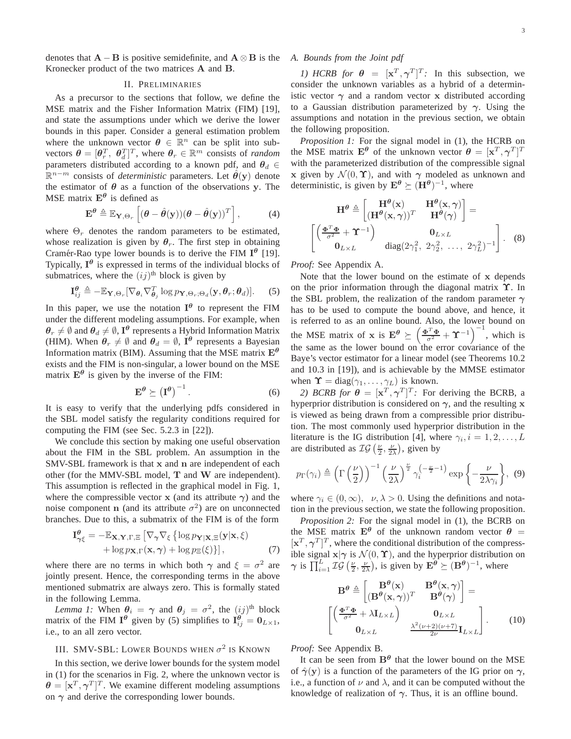denotes that $\mathbf{A} - \mathbf{B}$ is positive semidefinite, and $\mathbf{A} \otimes \mathbf{B}$ is the Kronecker product of the two matrices $\mathbf{A}$ and $\mathbf{B}$.

## II. Preliminaries

As a precursor to the sections that follow, we define the MSE matrix and the Fisher Information Matrix (FIM) [19], and state the assumptions under which we derive the lower bounds in this paper. Consider a general estimation problem where the unknown vector $\boldsymbol{\theta} \in \mathbb{R}^n$ can be split into sub-vectors $\boldsymbol{\theta} = [\boldsymbol{\theta}_r^T, \ \boldsymbol{\theta}_d^T]^T$, where $\boldsymbol{\theta}_r \in \mathbb{R}^m$ consists of *random* parameters distributed according to a known pdf, and $\boldsymbol{\theta}_d \in \mathbb{R}^{n-m}$ consists of *deterministic* parameters. Let $\hat{\boldsymbol{\theta}}(\mathbf{y})$ denote the estimator of $\boldsymbol{\theta}$ as a function of the observations $\mathbf{y}$. The MSE matrix $\mathbf{E}^{\boldsymbol{\theta}}$ is defined as

$$\mathbf{E}^{\boldsymbol{\theta}} \triangleq \mathbb{E}_{\mathbf{Y},\Theta_r}\left[(\boldsymbol{\theta} - \hat{\boldsymbol{\theta}}(\mathbf{y}))(\boldsymbol{\theta} - \hat{\boldsymbol{\theta}}(\mathbf{y}))^T\right], \tag{4}$$

where $\Theta_r$ denotes the random parameters to be estimated, whose realization is given by $\boldsymbol{\theta}_r$. The first step in obtaining Cramér-Rao type lower bounds is to derive the FIM $\mathbf{I}^{\boldsymbol{\theta}}$ [19]. Typically, $\mathbf{I}^{\boldsymbol{\theta}}$ is expressed in terms of the individual blocks of submatrices, where the $(ij)^{\text{th}}$ block is given by

$$\mathbf{I}^{\boldsymbol{\theta}}_{ij} \triangleq -\mathbb{E}_{\mathbf{Y},\Theta_r}[\nabla_{\boldsymbol{\theta}_i} \nabla^T_{\boldsymbol{\theta}_j} \log p_{\mathbf{Y},\Theta_r;\Theta_d}(\mathbf{y}, \boldsymbol{\theta}_r; \boldsymbol{\theta}_d)]. \tag{5}$$

In this paper, we use the notation $\mathbf{I}^{\boldsymbol{\theta}}$ to represent the FIM under the different modeling assumptions. For example, when $\boldsymbol{\theta}_r \neq \emptyset$ and $\boldsymbol{\theta}_d \neq \emptyset$, $\mathbf{I}^{\boldsymbol{\theta}}$ represents a Hybrid Information Matrix (HIM). When $\boldsymbol{\theta}_r \neq \emptyset$ and $\boldsymbol{\theta}_d = \emptyset$, $\mathbf{I}^{\boldsymbol{\theta}}$ represents a Bayesian Information matrix (BIM). Assuming that the MSE matrix $\mathbf{E}^{\boldsymbol{\theta}}$ exists and the FIM is non-singular, a lower bound on the MSE matrix $\mathbf{E}^{\boldsymbol{\theta}}$ is given by the inverse of the FIM:

$$\mathbf{E}^{\boldsymbol{\theta}} \succeq \left(\mathbf{I}^{\boldsymbol{\theta}}\right)^{-1}. \tag{6}$$

It is easy to verify that the underlying pdfs considered in the SBL model satisfy the regularity conditions required for computing the FIM (see Sec. 5.2.3 in [22]).

We conclude this section by making one useful observation about the FIM in the SBL problem. An assumption in the SMV-SBL framework is that $\mathbf{x}$ and $\mathbf{n}$ are independent of each other (for the MMV-SBL model, $\mathbf{T}$ and $\mathbf{W}$ are independent). This assumption is reflected in the graphical model in Fig. 1, where the compressible vector $\mathbf{x}$ (and its attribute $\boldsymbol{\gamma}$) and the noise component $\mathbf{n}$ (and its attribute $\sigma^2$) are on unconnected branches. Due to this, a submatrix of the FIM is of the form

$$\begin{aligned}\mathbf{I}^{\boldsymbol{\theta}}_{\boldsymbol{\gamma}\xi} = -\mathbb{E}_{\mathbf{X},\mathbf{Y},\Gamma,\Xi}\big[\nabla_{\boldsymbol{\gamma}} \nabla_{\xi} \{\log p_{\mathbf{Y}|\mathbf{X},\Xi}(\mathbf{y}|\mathbf{x}, \xi) \\ + \log p_{\mathbf{X},\Gamma}(\mathbf{x}, \boldsymbol{\gamma}) + \log p_{\Xi}(\xi)\}\big],\end{aligned} \tag{7}$$

where there are no terms in which both $\boldsymbol{\gamma}$ and $\xi = \sigma^2$ are jointly present. Hence, the corresponding terms in the above mentioned submatrix are always zero. This is formally stated in the following Lemma.

*Lemma 1:* When $\boldsymbol{\theta}_i = \boldsymbol{\gamma}$ and $\boldsymbol{\theta}_j = \sigma^2$, the $(ij)^{\text{th}}$ block matrix of the FIM $\mathbf{I}^{\boldsymbol{\theta}}$ given by (5) simplifies to $\mathbf{I}^{\boldsymbol{\theta}}_{ij} = \mathbf{0}_{L\times 1}$, i.e., to an all zero vector.

## III. SMV-SBL: Lower Bounds when $\sigma^2$ is Known

In this section, we derive lower bounds for the system model in (1) for the scenarios in Fig. 2, where the unknown vector is $\boldsymbol{\theta} = [\mathbf{x}^T, \boldsymbol{\gamma}^T]^T$. We examine different modeling assumptions on $\boldsymbol{\gamma}$ and derive the corresponding lower bounds.

### A. Bounds from the Joint pdf

*1) HCRB for $\boldsymbol{\theta} = [\mathbf{x}^T, \boldsymbol{\gamma}^T]^T$:* In this subsection, we consider the unknown variables as a hybrid of a deterministic vector $\boldsymbol{\gamma}$ and a random vector $\mathbf{x}$ distributed according to a Gaussian distribution parameterized by $\boldsymbol{\gamma}$. Using the assumptions and notation in the previous section, we obtain the following proposition.

*Proposition 1:* For the signal model in (1), the HCRB on the MSE matrix $\mathbf{E}^{\boldsymbol{\theta}}$ of the unknown vector $\boldsymbol{\theta} = [\mathbf{x}^T, \boldsymbol{\gamma}^T]^T$ with the parameterized distribution of the compressible signal $\mathbf{x}$ given by $\mathcal{N}(0, \boldsymbol{\Upsilon})$, and with $\boldsymbol{\gamma}$ modeled as unknown and deterministic, is given by $\mathbf{E}^{\boldsymbol{\theta}} \succeq (\mathbf{H}^{\boldsymbol{\theta}})^{-1}$, where

$$\mathbf{H}^{\boldsymbol{\theta}} \triangleq \begin{bmatrix} \mathbf{H}^{\boldsymbol{\theta}}(\mathbf{x}) & \mathbf{H}^{\boldsymbol{\theta}}(\mathbf{x}, \boldsymbol{\gamma}) \\ (\mathbf{H}^{\boldsymbol{\theta}}(\mathbf{x}, \boldsymbol{\gamma}))^T & \mathbf{H}^{\boldsymbol{\theta}}(\boldsymbol{\gamma}) \end{bmatrix} = \begin{bmatrix} \left(\frac{\boldsymbol{\Phi}^T\boldsymbol{\Phi}}{\sigma^2} + \boldsymbol{\Upsilon}^{-1}\right) & \mathbf{0}_{L\times L} \\ \mathbf{0}_{L\times L} & \text{diag}(2\gamma_1^2, \ 2\gamma_2^2, \ \ldots, \ 2\gamma_L^2)^{-1} \end{bmatrix}. \tag{8}$$

*Proof:* See Appendix A.

Note that the lower bound on the estimate of $\mathbf{x}$ depends on the prior information through the diagonal matrix $\boldsymbol{\Upsilon}$. In the SBL problem, the realization of the random parameter $\boldsymbol{\gamma}$ has to be used to compute the bound above, and hence, it is referred to as an online bound. Also, the lower bound on the MSE matrix of $\mathbf{x}$ is $\mathbf{E}^{\boldsymbol{\theta}} \succeq \left(\frac{\boldsymbol{\Phi}^T\boldsymbol{\Phi}}{\sigma^2} + \boldsymbol{\Upsilon}^{-1}\right)^{-1}$, which is the same as the lower bound on the error covariance of the Baye's vector estimator for a linear model (see Theorems 10.2 and 10.3 in [19]), and is achievable by the MMSE estimator when $\boldsymbol{\Upsilon} = \text{diag}(\gamma_1, \ldots, \gamma_L)$ is known.

*2) BCRB for $\boldsymbol{\theta} = [\mathbf{x}^T, \boldsymbol{\gamma}^T]^T$:* For deriving the BCRB, a hyperprior distribution is considered on $\boldsymbol{\gamma}$, and the resulting $\mathbf{x}$ is viewed as being drawn from a compressible prior distribution. The most commonly used hyperprior distribution in the literature is the IG distribution [4], where $\gamma_i, i = 1, 2, \ldots, L$ are distributed as $\mathcal{IG}\left(\frac{\nu}{2}, \frac{\nu}{2\lambda}\right)$, given by

$$p_{\Gamma}(\gamma_i) \triangleq \left(\Gamma\left(\frac{\nu}{2}\right)\right)^{-1} \left(\frac{\nu}{2\lambda}\right)^{\frac{\nu}{2}} \gamma_i^{\left(-\frac{\nu}{2}-1\right)} \exp\left\{-\frac{\nu}{2\lambda\gamma_i}\right\}, \tag{9}$$

where $\gamma_i \in (0, \infty)$, $\nu, \lambda > 0$. Using the definitions and notation in the previous section, we state the following proposition.

*Proposition 2:* For the signal model in (1), the BCRB on the MSE matrix $\mathbf{E}^{\boldsymbol{\theta}}$ of the unknown random vector $\boldsymbol{\theta} = [\mathbf{x}^T, \boldsymbol{\gamma}^T]^T$, where the conditional distribution of the compressible signal $\mathbf{x}|\boldsymbol{\gamma}$ is $\mathcal{N}(0, \boldsymbol{\Upsilon})$, and the hyperprior distribution on $\boldsymbol{\gamma}$ is $\prod_{i=1}^{L} \mathcal{IG}\left(\frac{\nu}{2}, \frac{\nu}{2\lambda}\right)$, is given by $\mathbf{E}^{\boldsymbol{\theta}} \succeq (\mathbf{B}^{\boldsymbol{\theta}})^{-1}$, where

$$\mathbf{B}^{\boldsymbol{\theta}} \triangleq \begin{bmatrix} \mathbf{B}^{\boldsymbol{\theta}}(\mathbf{x}) & \mathbf{B}^{\boldsymbol{\theta}}(\mathbf{x}, \boldsymbol{\gamma}) \\ (\mathbf{B}^{\boldsymbol{\theta}}(\mathbf{x}, \boldsymbol{\gamma}))^T & \mathbf{B}^{\boldsymbol{\theta}}(\boldsymbol{\gamma}) \end{bmatrix} = \begin{bmatrix} \left(\frac{\boldsymbol{\Phi}^T\boldsymbol{\Phi}}{\sigma^2} + \lambda \mathbf{I}_{L\times L}\right) & \mathbf{0}_{L\times L} \\ \mathbf{0}_{L\times L} & \frac{\lambda^2(\nu+2)(\nu+7)}{2\nu}\mathbf{I}_{L\times L} \end{bmatrix}. \tag{10}$$

*Proof:* See Appendix B.

It can be seen from $\mathbf{B}^{\boldsymbol{\theta}}$ that the lower bound on the MSE of $\hat{\boldsymbol{\gamma}}(\mathbf{y})$ is a function of the parameters of the IG prior on $\boldsymbol{\gamma}$, i.e., a function of $\nu$ and $\lambda$, and it can be computed without the knowledge of realization of $\boldsymbol{\gamma}$. Thus, it is an offline bound.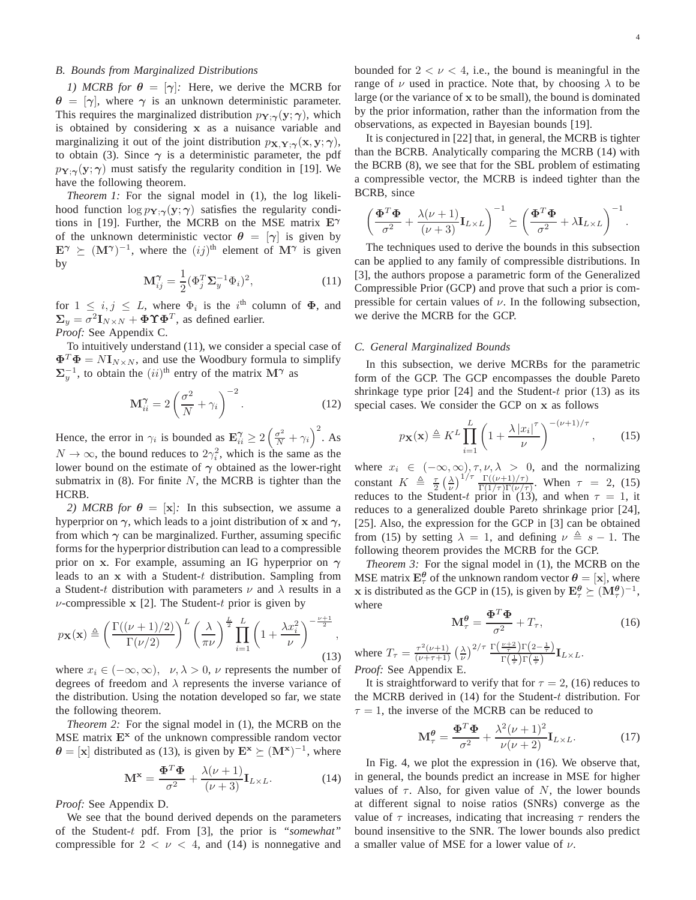### B. Bounds from Marginalized Distributions

*1) MCRB for $\boldsymbol{\theta} = [\boldsymbol{\gamma}]$:* Here, we derive the MCRB for $\boldsymbol{\theta} = [\boldsymbol{\gamma}]$, where $\boldsymbol{\gamma}$ is an unknown deterministic parameter. This requires the marginalized distribution $p_{\mathbf{Y};\boldsymbol{\gamma}}(\mathbf{y};\boldsymbol{\gamma})$, which is obtained by considering $\mathbf{x}$ as a nuisance variable and marginalizing it out of the joint distribution $p_{\mathbf{X},\mathbf{Y};\boldsymbol{\gamma}}(\mathbf{x},\mathbf{y};\boldsymbol{\gamma})$, to obtain (3). Since $\boldsymbol{\gamma}$ is a deterministic parameter, the pdf $p_{\mathbf{Y};\boldsymbol{\gamma}}(\mathbf{y};\boldsymbol{\gamma})$ must satisfy the regularity condition in [19]. We have the following theorem.

*Theorem 1:* For the signal model in (1), the log likelihood function $\log p_{\mathbf{Y};\boldsymbol{\gamma}}(\mathbf{y};\boldsymbol{\gamma})$ satisfies the regularity conditions in [19]. Further, the MCRB on the MSE matrix $\mathbf{E}^{\boldsymbol{\gamma}}$ of the unknown deterministic vector $\boldsymbol{\theta} = [\boldsymbol{\gamma}]$ is given by $\mathbf{E}^{\boldsymbol{\gamma}} \succeq (\mathbf{M}^{\boldsymbol{\gamma}})^{-1}$, where the $(ij)^{\text{th}}$ element of $\mathbf{M}^{\boldsymbol{\gamma}}$ is given by

$$\mathbf{M}^{\boldsymbol{\gamma}}_{ij} = \frac{1}{2}(\Phi_j^T \boldsymbol{\Sigma}_y^{-1}\Phi_i)^2, \tag{11}$$

for $1 \leq i,j \leq L$, where $\Phi_i$ is the $i^{\text{th}}$ column of $\boldsymbol{\Phi}$, and $\boldsymbol{\Sigma}_y = \sigma^2 \mathbf{I}_{N\times N} + \boldsymbol{\Phi}\boldsymbol{\Upsilon}\boldsymbol{\Phi}^T$, as defined earlier.
*Proof:* See Appendix C.

To intuitively understand (11), we consider a special case of $\boldsymbol{\Phi}^T\boldsymbol{\Phi} = N\mathbf{I}_{N\times N}$, and use the Woodbury formula to simplify $\boldsymbol{\Sigma}_y^{-1}$, to obtain the $(ii)^{\text{th}}$ entry of the matrix $\mathbf{M}^{\boldsymbol{\gamma}}$ as

$$\mathbf{M}^{\boldsymbol{\gamma}}_{ii} = 2\left(\frac{\sigma^2}{N} + \gamma_i\right)^{-2}. \tag{12}$$

Hence, the error in $\gamma_i$ is bounded as $\mathbf{E}^{\boldsymbol{\gamma}}_{ii} \geq 2\left(\frac{\sigma^2}{N} + \gamma_i\right)^2$. As $N \to \infty$, the bound reduces to $2\gamma_i^2$, which is the same as the lower bound on the estimate of $\boldsymbol{\gamma}$ obtained as the lower-right submatrix in (8). For finite $N$, the MCRB is tighter than the HCRB.

*2) MCRB for $\boldsymbol{\theta} = [\mathbf{x}]$:* In this subsection, we assume a hyperprior on $\boldsymbol{\gamma}$, which leads to a joint distribution of $\mathbf{x}$ and $\boldsymbol{\gamma}$, from which $\boldsymbol{\gamma}$ can be marginalized. Further, assuming specific forms for the hyperprior distribution can lead to a compressible prior on $\mathbf{x}$. For example, assuming an IG hyperprior on $\boldsymbol{\gamma}$ leads to an $\mathbf{x}$ with a Student-$t$ distribution. Sampling from a Student-$t$ distribution with parameters $\nu$ and $\lambda$ results in a $\nu$-compressible $\mathbf{x}$ [2]. The Student-$t$ prior is given by

$$p_{\mathbf{X}}(\mathbf{x}) \triangleq \left(\frac{\Gamma((\nu+1)/2)}{\Gamma(\nu/2)}\right)^L \left(\frac{\lambda}{\pi\nu}\right)^{\frac{L}{2}} \prod_{i=1}^{L}\left(1 + \frac{\lambda x_i^2}{\nu}\right)^{-\frac{\nu+1}{2}}, \tag{13}$$

where $x_i \in (-\infty,\infty)$, $\nu,\lambda > 0$, $\nu$ represents the number of degrees of freedom and $\lambda$ represents the inverse variance of the distribution. Using the notation developed so far, we state the following theorem.

*Theorem 2:* For the signal model in (1), the MCRB on the MSE matrix $\mathbf{E}^{\mathbf{x}}$ of the unknown compressible random vector $\boldsymbol{\theta} = [\mathbf{x}]$ distributed as (13), is given by $\mathbf{E}^{\mathbf{x}} \succeq (\mathbf{M}^{\mathbf{x}})^{-1}$, where

$$\mathbf{M}^{\mathbf{x}} = \frac{\boldsymbol{\Phi}^T\boldsymbol{\Phi}}{\sigma^2} + \frac{\lambda(\nu+1)}{(\nu+3)}\mathbf{I}_{L\times L}. \tag{14}$$

*Proof:* See Appendix D.

We see that the bound derived depends on the parameters of the Student-$t$ pdf. From [3], the prior is "*somewhat*" compressible for $2 < \nu < 4$, and (14) is nonnegative and bounded for $2 < \nu < 4$, i.e., the bound is meaningful in the range of $\nu$ used in practice. Note that, by choosing $\lambda$ to be large (or the variance of $\mathbf{x}$ to be small), the bound is dominated by the prior information, rather than the information from the observations, as expected in Bayesian bounds [19].

It is conjectured in [22] that, in general, the MCRB is tighter than the BCRB. Analytically comparing the MCRB (14) with the BCRB (8), we see that for the SBL problem of estimating a compressible vector, the MCRB is indeed tighter than the BCRB, since

$$\left(\frac{\boldsymbol{\Phi}^T\boldsymbol{\Phi}}{\sigma^2} + \frac{\lambda(\nu+1)}{(\nu+3)}\mathbf{I}_{L\times L}\right)^{-1} \succeq \left(\frac{\boldsymbol{\Phi}^T\boldsymbol{\Phi}}{\sigma^2} + \lambda\mathbf{I}_{L\times L}\right)^{-1}.$$

The techniques used to derive the bounds in this subsection can be applied to any family of compressible distributions. In [3], the authors propose a parametric form of the Generalized Compressible Prior (GCP) and prove that such a prior is compressible for certain values of $\nu$. In the following subsection, we derive the MCRB for the GCP.

### C. General Marginalized Bounds

In this subsection, we derive MCRBs for the parametric form of the GCP. The GCP encompasses the double Pareto shrinkage type prior [24] and the Student-$t$ prior (13) as its special cases. We consider the GCP on $\mathbf{x}$ as follows

$$p_{\mathbf{X}}(\mathbf{x}) \triangleq K^L \prod_{i=1}^{L}\left(1 + \frac{\lambda\,|x_i|^{\tau}}{\nu}\right)^{-(\nu+1)/\tau}, \tag{15}$$

where $x_i \in (-\infty,\infty), \tau,\nu,\lambda > 0$, and the normalizing constant $K \triangleq \frac{\tau}{2}\left(\frac{\lambda}{\nu}\right)^{1/\tau}\frac{\Gamma((\nu+1)/\tau)}{\Gamma(1/\tau)\Gamma(\nu/\tau)}$. When $\tau = 2$, (15) reduces to the Student-$t$ prior in (13), and when $\tau = 1$, it reduces to a generalized double Pareto shrinkage prior [24], [25]. Also, the expression for the GCP in [3] can be obtained from (15) by setting $\lambda = 1$, and defining $\nu \triangleq s-1$. The following theorem provides the MCRB for the GCP.

*Theorem 3:* For the signal model in (1), the MCRB on the MSE matrix $\mathbf{E}^{\boldsymbol{\theta}}_{\tau}$ of the unknown random vector $\boldsymbol{\theta} = [\mathbf{x}]$, where $\mathbf{x}$ is distributed as the GCP in (15), is given by $\mathbf{E}^{\boldsymbol{\theta}}_{\tau} \succeq (\mathbf{M}^{\boldsymbol{\theta}}_{\tau})^{-1}$, where

$$\mathbf{M}^{\boldsymbol{\theta}}_{\tau} = \frac{\boldsymbol{\Phi}^T\boldsymbol{\Phi}}{\sigma^2} + T_{\tau}, \tag{16}$$

where $T_{\tau} = \frac{\tau^2(\nu+1)}{(\nu+\tau+1)}\left(\frac{\lambda}{\nu}\right)^{2/\tau}\frac{\Gamma\left(\frac{\nu+2}{\tau}\right)\Gamma\left(2-\frac{1}{\tau}\right)}{\Gamma\left(\frac{1}{\tau}\right)\Gamma\left(\frac{\nu}{\tau}\right)}\mathbf{I}_{L\times L}$.
*Proof:* See Appendix E.

It is straightforward to verify that for $\tau = 2$, (16) reduces to the MCRB derived in (14) for the Student-$t$ distribution. For $\tau = 1$, the inverse of the MCRB can be reduced to

$$\mathbf{M}^{\boldsymbol{\theta}}_{\tau} = \frac{\boldsymbol{\Phi}^T\boldsymbol{\Phi}}{\sigma^2} + \frac{\lambda^2(\nu+1)^2}{\nu(\nu+2)}\mathbf{I}_{L\times L}. \tag{17}$$

In Fig. 4, we plot the expression in (16). We observe that, in general, the bounds predict an increase in MSE for higher values of $\tau$. Also, for given value of $N$, the lower bounds at different signal to noise ratios (SNRs) converge as the value of $\tau$ increases, indicating that increasing $\tau$ renders the bound insensitive to the SNR. The lower bounds also predict a smaller value of MSE for a lower value of $\nu$.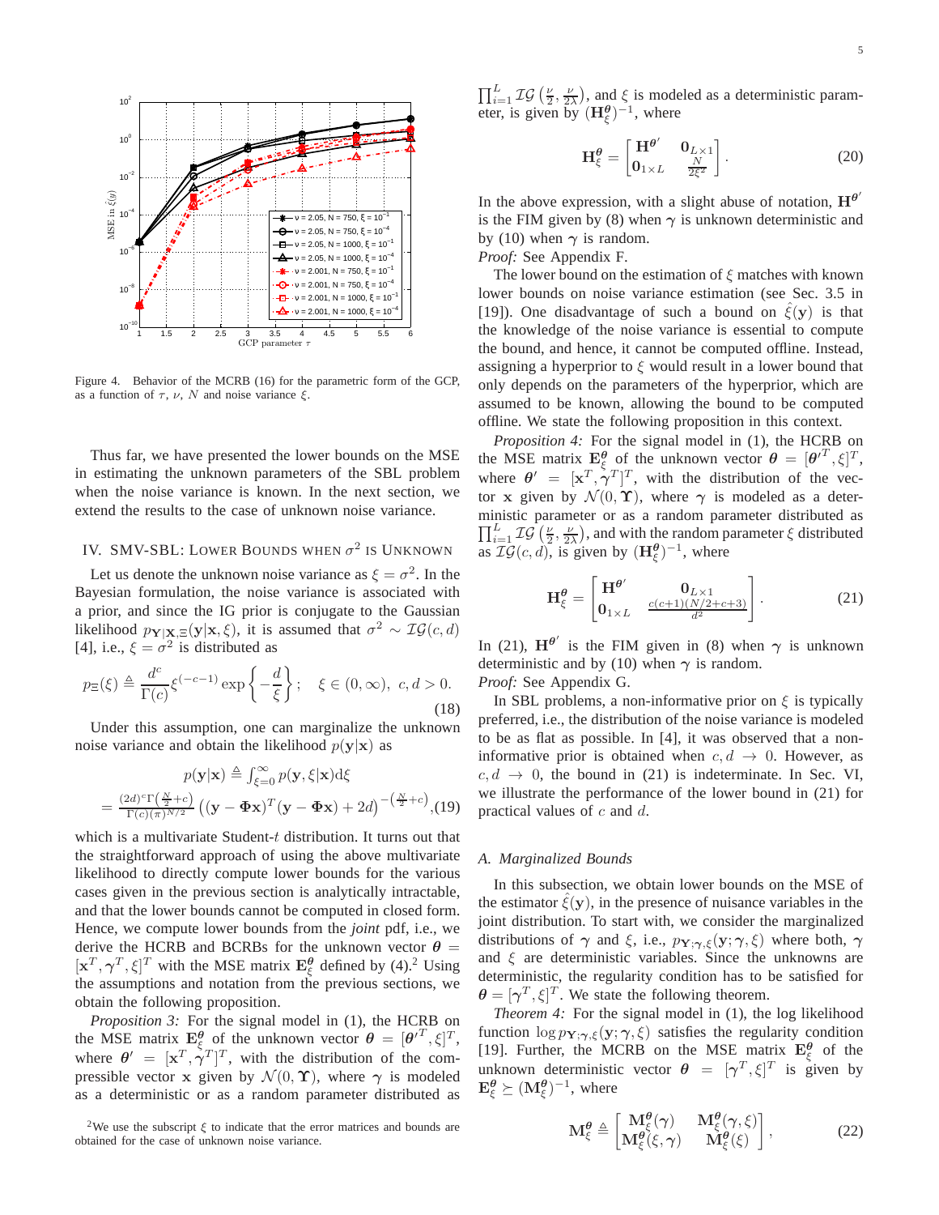Figure 4. Behavior of the MCRB (16) for the parametric form of the GCP, as a function of $\tau$, $\nu$, $N$ and noise variance $\xi$.

Thus far, we have presented the lower bounds on the MSE in estimating the unknown parameters of the SBL problem when the noise variance is known. In the next section, we extend the results to the case of unknown noise variance.

## IV. SMV-SBL: Lower Bounds when $\sigma^2$ is Unknown

Let us denote the unknown noise variance as $\xi = \sigma^2$. In the Bayesian formulation, the noise variance is associated with a prior, and since the IG prior is conjugate to the Gaussian likelihood $p_{\mathbf{Y}|\mathbf{X},\Xi}(\mathbf{y}|\mathbf{x},\xi)$, it is assumed that $\sigma^2 \sim \mathcal{IG}(c,d)$ [4], i.e., $\xi = \sigma^2$ is distributed as

$$p_\Xi(\xi) \triangleq \frac{d^c}{\Gamma(c)} \xi^{(-c-1)} \exp\left\{-\frac{d}{\xi}\right\}; \quad \xi \in (0,\infty),\ c,d>0. \tag{18}$$

Under this assumption, one can marginalize the unknown noise variance and obtain the likelihood $p(\mathbf{y}|\mathbf{x})$ as

$$p(\mathbf{y}|\mathbf{x}) \triangleq \int_{\xi=0}^{\infty} p(\mathbf{y},\xi|\mathbf{x}) d\xi$$
$$= \frac{(2d)^c \Gamma\left(\frac{N}{2}+c\right)}{\Gamma(c)(\pi)^{N/2}} \left((\mathbf{y}-\mathbf{\Phi}\mathbf{x})^T(\mathbf{y}-\mathbf{\Phi}\mathbf{x})+2d\right)^{-\left(\frac{N}{2}+c\right)}, \tag{19}$$

which is a multivariate Student-$t$ distribution. It turns out that the straightforward approach of using the above multivariate likelihood to directly compute lower bounds for the various cases given in the previous section is analytically intractable, and that the lower bounds cannot be computed in closed form. Hence, we compute lower bounds from the *joint* pdf, i.e., we derive the HCRB and BCRBs for the unknown vector $\boldsymbol{\theta} = [\mathbf{x}^T, \boldsymbol{\gamma}^T, \xi]^T$ with the MSE matrix $\mathbf{E}_\xi^{\boldsymbol{\theta}}$ defined by (4).[2] Using the assumptions and notation from the previous sections, we obtain the following proposition.

*Proposition 3:* For the signal model in (1), the HCRB on the MSE matrix $\mathbf{E}_\xi^{\boldsymbol{\theta}}$ of the unknown vector $\boldsymbol{\theta} = [\boldsymbol{\theta}'^T, \xi]^T$, where $\boldsymbol{\theta}' = [\mathbf{x}^T, \boldsymbol{\gamma}^T]^T$, with the distribution of the compressible vector $\mathbf{x}$ given by $\mathcal{N}(0, \mathbf{\Upsilon})$, where $\boldsymbol{\gamma}$ is modeled as a deterministic or as a random parameter distributed as $\prod_{i=1}^{L} \mathcal{IG}\left(\frac{\nu}{2}, \frac{\nu}{2\lambda}\right)$, and $\xi$ is modeled as a deterministic parameter, is given by $(\mathbf{H}_\xi^{\boldsymbol{\theta}})^{-1}$, where

$$\mathbf{H}_\xi^{\boldsymbol{\theta}} = \begin{bmatrix} \mathbf{H}^{\boldsymbol{\theta}'} & \mathbf{0}_{L\times 1} \\ \mathbf{0}_{1\times L} & \frac{N}{2\xi^2} \end{bmatrix}. \tag{20}$$

In the above expression, with a slight abuse of notation, $\mathbf{H}^{\boldsymbol{\theta}'}$ is the FIM given by (8) when $\boldsymbol{\gamma}$ is unknown deterministic and by (10) when $\boldsymbol{\gamma}$ is random.

*Proof:* See Appendix F.

The lower bound on the estimation of $\xi$ matches with known lower bounds on noise variance estimation (see Sec. 3.5 in [19]). One disadvantage of such a bound on $\hat{\xi}(\mathbf{y})$ is that the knowledge of the noise variance is essential to compute the bound, and hence, it cannot be computed offline. Instead, assigning a hyperprior to $\xi$ would result in a lower bound that only depends on the parameters of the hyperprior, which are assumed to be known, allowing the bound to be computed offline. We state the following proposition in this context.

*Proposition 4:* For the signal model in (1), the HCRB on the MSE matrix $\mathbf{E}_\xi^{\boldsymbol{\theta}}$ of the unknown vector $\boldsymbol{\theta} = [\boldsymbol{\theta}'^T, \xi]^T$, where $\boldsymbol{\theta}' = [\mathbf{x}^T, \boldsymbol{\gamma}^T]^T$, with the distribution of the vector $\mathbf{x}$ given by $\mathcal{N}(0, \mathbf{\Upsilon})$, where $\boldsymbol{\gamma}$ is modeled as a deterministic parameter or as a random parameter distributed as $\prod_{i=1}^{L} \mathcal{IG}\left(\frac{\nu}{2}, \frac{\nu}{2\lambda}\right)$, and with the random parameter $\xi$ distributed as $\mathcal{IG}(c,d)$, is given by $(\mathbf{H}_\xi^{\boldsymbol{\theta}})^{-1}$, where

$$\mathbf{H}_\xi^{\boldsymbol{\theta}} = \begin{bmatrix} \mathbf{H}^{\boldsymbol{\theta}'} & \mathbf{0}_{L\times 1} \\ \mathbf{0}_{1\times L} & \frac{c(c+1)(N/2+c+3)}{d^2} \end{bmatrix}. \tag{21}$$

In (21), $\mathbf{H}^{\boldsymbol{\theta}'}$ is the FIM given in (8) when $\boldsymbol{\gamma}$ is unknown deterministic and by (10) when $\boldsymbol{\gamma}$ is random.

*Proof:* See Appendix G.

In SBL problems, a non-informative prior on $\xi$ is typically preferred, i.e., the distribution of the noise variance is modeled to be as flat as possible. In [4], it was observed that a non-informative prior is obtained when $c,d \to 0$. However, as $c,d \to 0$, the bound in (21) is indeterminate. In Sec. VI, we illustrate the performance of the lower bound in (21) for practical values of $c$ and $d$.

### A. Marginalized Bounds

In this subsection, we obtain lower bounds on the MSE of the estimator $\hat{\xi}(\mathbf{y})$, in the presence of nuisance variables in the joint distribution. To start with, we consider the marginalized distributions of $\boldsymbol{\gamma}$ and $\xi$, i.e., $p_{\mathbf{Y};\boldsymbol{\gamma},\xi}(\mathbf{y};\boldsymbol{\gamma},\xi)$ where both, $\boldsymbol{\gamma}$ and $\xi$ are deterministic variables. Since the unknowns are deterministic, the regularity condition has to be satisfied for $\boldsymbol{\theta} = [\boldsymbol{\gamma}^T, \xi]^T$. We state the following theorem.

*Theorem 4:* For the signal model in (1), the log likelihood function $\log p_{\mathbf{Y};\boldsymbol{\gamma},\xi}(\mathbf{y};\boldsymbol{\gamma},\xi)$ satisfies the regularity condition [19]. Further, the MCRB on the MSE matrix $\mathbf{E}_\xi^{\boldsymbol{\theta}}$ of the unknown deterministic vector $\boldsymbol{\theta} = [\boldsymbol{\gamma}^T, \xi]^T$ is given by $\mathbf{E}_\xi^{\boldsymbol{\theta}} \succeq (\mathbf{M}_\xi^{\boldsymbol{\theta}})^{-1}$, where

$$\mathbf{M}_\xi^{\boldsymbol{\theta}} \triangleq \begin{bmatrix} \mathbf{M}_\xi^{\boldsymbol{\theta}}(\boldsymbol{\gamma}) & \mathbf{M}_\xi^{\boldsymbol{\theta}}(\boldsymbol{\gamma},\xi) \\ \mathbf{M}_\xi^{\boldsymbol{\theta}}(\xi,\boldsymbol{\gamma}) & \mathbf{M}_\xi^{\boldsymbol{\theta}}(\xi) \end{bmatrix}, \tag{22}$$

[2] We use the subscript $\xi$ to indicate that the error matrices and bounds are obtained for the case of unknown noise variance.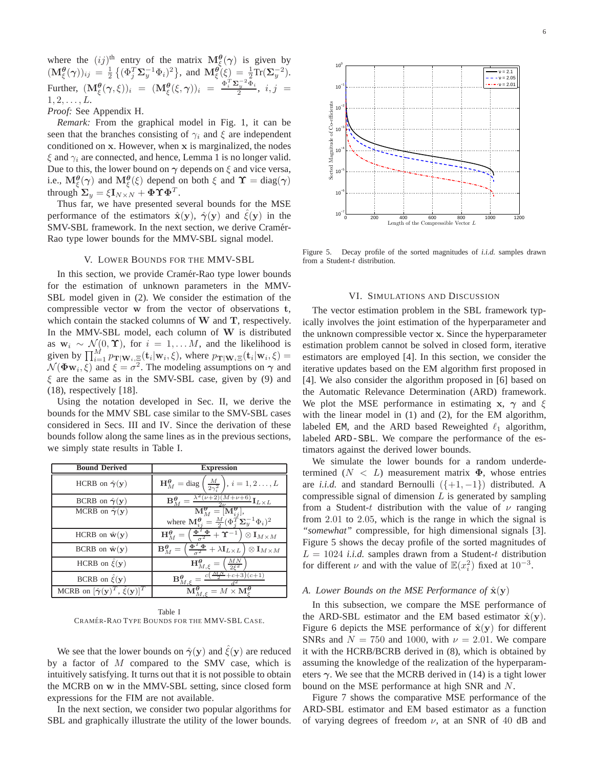where the $(ij)^{\text{th}}$ entry of the matrix $\mathbf{M}_\xi^{\boldsymbol{\theta}}(\boldsymbol{\gamma})$ is given by $(\mathbf{M}_\xi^{\boldsymbol{\theta}}(\boldsymbol{\gamma}))_{ij} = \frac{1}{2}\left\{(\Phi_j^T \boldsymbol{\Sigma}_y^{-1}\Phi_i)^2\right\}$, and $\mathbf{M}_\xi^{\boldsymbol{\theta}}(\xi) = \frac{1}{2}\text{Tr}(\boldsymbol{\Sigma}_y^{-2})$. Further, $(\mathbf{M}_\xi^{\boldsymbol{\theta}}(\boldsymbol{\gamma},\xi))_i = (\mathbf{M}_\xi^{\boldsymbol{\theta}}(\xi,\boldsymbol{\gamma}))_i = \frac{\Phi_i^T \boldsymbol{\Sigma}_y^{-2}\Phi_i}{2}$, $i,j = 1,2,\ldots,L$.

*Proof:* See Appendix H.

*Remark:* From the graphical model in Fig. 1, it can be seen that the branches consisting of $\gamma_i$ and $\xi$ are independent conditioned on $\mathbf{x}$. However, when $\mathbf{x}$ is marginalized, the nodes $\xi$ and $\gamma_i$ are connected, and hence, Lemma 1 is no longer valid. Due to this, the lower bound on $\boldsymbol{\gamma}$ depends on $\xi$ and vice versa, i.e., $\mathbf{M}_\xi^{\boldsymbol{\theta}}(\boldsymbol{\gamma})$ and $\mathbf{M}_\xi^{\boldsymbol{\theta}}(\xi)$ depend on both $\xi$ and $\boldsymbol{\Upsilon} = \text{diag}(\boldsymbol{\gamma})$ through $\boldsymbol{\Sigma}_y = \xi\mathbf{I}_{N\times N} + \boldsymbol{\Phi}\boldsymbol{\Upsilon}\boldsymbol{\Phi}^T$.

Thus far, we have presented several bounds for the MSE performance of the estimators $\hat{\mathbf{x}}(\mathbf{y})$, $\hat{\boldsymbol{\gamma}}(\mathbf{y})$ and $\hat{\xi}(\mathbf{y})$ in the SMV-SBL framework. In the next section, we derive Cramér-Rao type lower bounds for the MMV-SBL signal model.

## V. Lower Bounds for the MMV-SBL

In this section, we provide Cramér-Rao type lower bounds for the estimation of unknown parameters in the MMV-SBL model given in (2). We consider the estimation of the compressible vector $\mathbf{w}$ from the vector of observations $\mathbf{t}$, which contain the stacked columns of $\mathbf{W}$ and $\mathbf{T}$, respectively. In the MMV-SBL model, each column of $\mathbf{W}$ is distributed as $\mathbf{w}_i \sim \mathcal{N}(0,\boldsymbol{\Upsilon})$, for $i = 1,\ldots M$, and the likelihood is given by $\prod_{i=1}^M p_{\mathbf{T}|\mathbf{W}_i,\Xi}(\mathbf{t}_i|\mathbf{w}_i,\xi)$, where $p_{\mathbf{T}|\mathbf{W}_i\Xi}(\mathbf{t}_i|\mathbf{w}_i,\xi) = \mathcal{N}(\boldsymbol{\Phi}\mathbf{w}_i,\xi)$ and $\xi = \sigma^2$. The modeling assumptions on $\boldsymbol{\gamma}$ and $\xi$ are the same as in the SMV-SBL case, given by (9) and (18), respectively [18].

Using the notation developed in Sec. II, we derive the bounds for the MMV SBL case similar to the SMV-SBL cases considered in Secs. III and IV. Since the derivation of these bounds follow along the same lines as in the previous sections, we simply state results in Table I.

| Bound Derived | Expression |
|---|---|
| HCRB on $\hat{\boldsymbol{\gamma}}(\mathbf{y})$ | $\mathbf{H}_M^{\boldsymbol{\theta}} = \text{diag}\left(\frac{M}{2\gamma_i^2}\right), i = 1,2\ldots,L$ |
| BCRB on $\hat{\boldsymbol{\gamma}}(\mathbf{y})$ | $\mathbf{B}_M^{\boldsymbol{\theta}} = \frac{\lambda^2(\nu+2)(M+\nu+6)}{2\nu}\mathbf{I}_{L\times L}$ |
| MCRB on $\hat{\boldsymbol{\gamma}}(\mathbf{y})$ | $\mathbf{M}_M^{\boldsymbol{\theta}} = [\mathbf{M}_{ij}^{\boldsymbol{\theta}}]$, where $\mathbf{M}_{ij}^{\boldsymbol{\theta}} = \frac{M}{2}(\Phi_j^T\boldsymbol{\Sigma}_y^{-1}\Phi_i)^2$ |
| HCRB on $\hat{\mathbf{w}}(\mathbf{y})$ | $\mathbf{H}_M^{\boldsymbol{\theta}} = \left(\frac{\boldsymbol{\Phi}^T\boldsymbol{\Phi}}{\sigma^2} + \boldsymbol{\Upsilon}^{-1}\right)\otimes\mathbf{I}_{M\times M}$ |
| BCRB on $\hat{\mathbf{w}}(\mathbf{y})$ | $\mathbf{B}_M^{\boldsymbol{\theta}} = \left(\frac{\boldsymbol{\Phi}^T\boldsymbol{\Phi}}{\sigma^2} + \lambda\mathbf{I}_{L\times L}\right)\otimes\mathbf{I}_{M\times M}$ |
| HCRB on $\hat{\xi}(\mathbf{y})$ | $\mathbf{H}_{M,\xi}^{\boldsymbol{\theta}} = \left(\frac{MN}{2\xi^2}\right)$ |
| BCRB on $\hat{\xi}(\mathbf{y})$ | $\mathbf{B}_{M,\xi}^{\boldsymbol{\theta}} = \frac{c(\frac{MN}{2}+c+3)(c+1)}{d^2}$ |
| MCRB on $[\hat{\boldsymbol{\gamma}}(\mathbf{y})^T, \hat{\xi}(\mathbf{y})]^T$ | $\mathbf{M}_{M,\xi}^{\boldsymbol{\theta}} = M\times\mathbf{M}_\xi^{\boldsymbol{\theta}}$ |

Table I
Cramér-Rao Type Bounds for the MMV-SBL Case.

We see that the lower bounds on $\hat{\boldsymbol{\gamma}}(\mathbf{y})$ and $\hat{\xi}(\mathbf{y})$ are reduced by a factor of $M$ compared to the SMV case, which is intuitively satisfying. It turns out that it is not possible to obtain the MCRB on $\mathbf{w}$ in the MMV-SBL setting, since closed form expressions for the FIM are not available.

In the next section, we consider two popular algorithms for SBL and graphically illustrate the utility of the lower bounds.

Figure 5. Decay profile of the sorted magnitudes of *i.i.d.* samples drawn from a Student-$t$ distribution.

## VI. Simulations and Discussion

The vector estimation problem in the SBL framework typically involves the joint estimation of the hyperparameter and the unknown compressible vector $\mathbf{x}$. Since the hyperparameter estimation problem cannot be solved in closed form, iterative estimators are employed [4]. In this section, we consider the iterative updates based on the EM algorithm first proposed in [4]. We also consider the algorithm proposed in [6] based on the Automatic Relevance Determination (ARD) framework. We plot the MSE performance in estimating $\mathbf{x}$, $\boldsymbol{\gamma}$ and $\xi$ with the linear model in (1) and (2), for the EM algorithm, labeled `EM`, and the ARD based Reweighted $\ell_1$ algorithm, labeled `ARD-SBL`. We compare the performance of the estimators against the derived lower bounds.

We simulate the lower bounds for a random underdetermined ($N < L$) measurement matrix $\boldsymbol{\Phi}$, whose entries are *i.i.d.* and standard Bernoulli ($\{+1,-1\}$) distributed. A compressible signal of dimension $L$ is generated by sampling from a Student-$t$ distribution with the value of $\nu$ ranging from $2.01$ to $2.05$, which is the range in which the signal is *"somewhat"* compressible, for high dimensional signals [3]. Figure 5 shows the decay profile of the sorted magnitudes of $L = 1024$ *i.i.d.* samples drawn from a Student-$t$ distribution for different $\nu$ and with the value of $\mathbb{E}(x_i^2)$ fixed at $10^{-3}$.

### A. Lower Bounds on the MSE Performance of $\hat{\mathbf{x}}(\mathbf{y})$

In this subsection, we compare the MSE performance of the ARD-SBL estimator and the EM based estimator $\hat{\mathbf{x}}(\mathbf{y})$. Figure 6 depicts the MSE performance of $\hat{\mathbf{x}}(\mathbf{y})$ for different SNRs and $N = 750$ and $1000$, with $\nu = 2.01$. We compare it with the HCRB/BCRB derived in (8), which is obtained by assuming the knowledge of the realization of the hyperparameters $\boldsymbol{\gamma}$. We see that the MCRB derived in (14) is a tight lower bound on the MSE performance at high SNR and $N$.

Figure 7 shows the comparative MSE performance of the ARD-SBL estimator and EM based estimator as a function of varying degrees of freedom $\nu$, at an SNR of $40$ dB and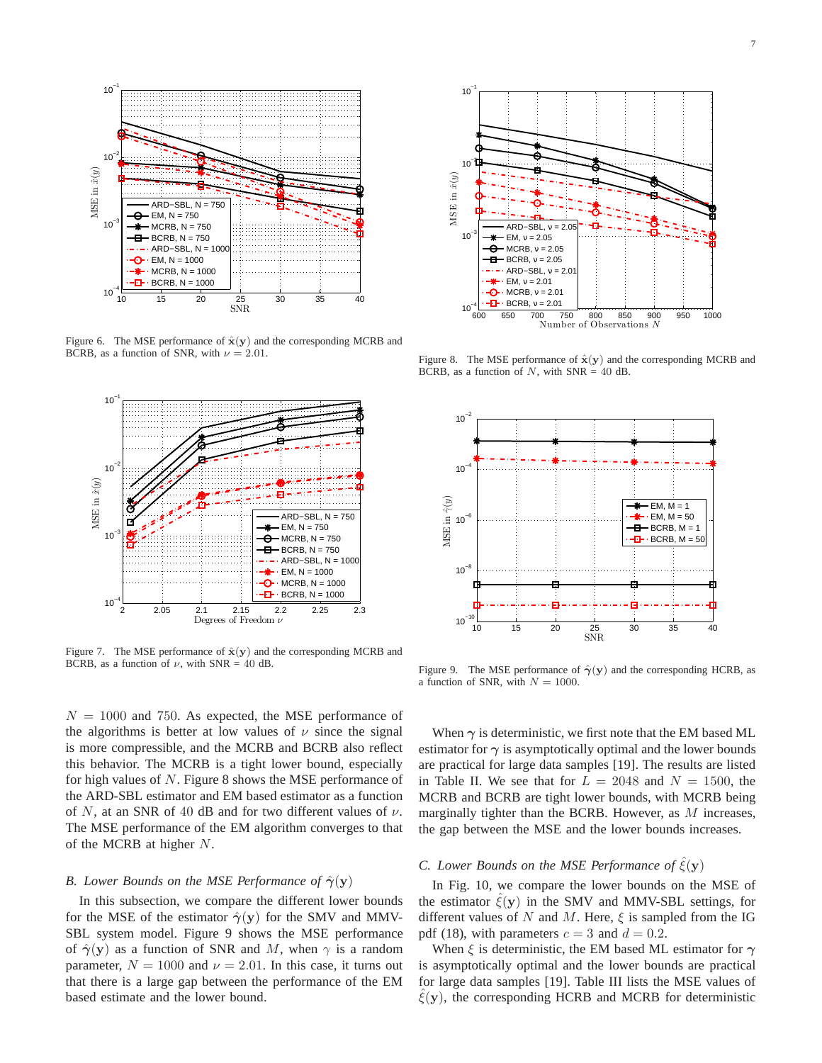Figure 6. The MSE performance of $\hat{\mathbf{x}}(\mathbf{y})$ and the corresponding MCRB and BCRB, as a function of SNR, with $\nu = 2.01$.

Figure 7. The MSE performance of $\hat{\mathbf{x}}(\mathbf{y})$ and the corresponding MCRB and BCRB, as a function of $\nu$, with SNR = 40 dB.

Figure 8. The MSE performance of $\hat{\mathbf{x}}(\mathbf{y})$ and the corresponding MCRB and BCRB, as a function of $N$, with SNR = 40 dB.

Figure 9. The MSE performance of $\hat{\boldsymbol{\gamma}}(\mathbf{y})$ and the corresponding HCRB, as a function of SNR, with $N = 1000$.

$N = 1000$ and 750. As expected, the MSE performance of the algorithms is better at low values of $\nu$ since the signal is more compressible, and the MCRB and BCRB also reflect this behavior. The MCRB is a tight lower bound, especially for high values of $N$. Figure 8 shows the MSE performance of the ARD-SBL estimator and EM based estimator as a function of $N$, at an SNR of 40 dB and for two different values of $\nu$. The MSE performance of the EM algorithm converges to that of the MCRB at higher $N$.

### B. Lower Bounds on the MSE Performance of $\hat{\gamma}(\mathbf{y})$

In this subsection, we compare the different lower bounds for the MSE of the estimator $\hat{\gamma}(\mathbf{y})$ for the SMV and MMV-SBL system model. Figure 9 shows the MSE performance of $\hat{\gamma}(\mathbf{y})$ as a function of SNR and $M$, when $\gamma$ is a random parameter, $N = 1000$ and $\nu = 2.01$. In this case, it turns out that there is a large gap between the performance of the EM based estimate and the lower bound.

When $\boldsymbol{\gamma}$ is deterministic, we first note that the EM based ML estimator for $\boldsymbol{\gamma}$ is asymptotically optimal and the lower bounds are practical for large data samples [19]. The results are listed in Table II. We see that for $L = 2048$ and $N = 1500$, the MCRB and BCRB are tight lower bounds, with MCRB being marginally tighter than the BCRB. However, as $M$ increases, the gap between the MSE and the lower bounds increases.

### C. Lower Bounds on the MSE Performance of $\hat{\xi}(\mathbf{y})$

In Fig. 10, we compare the lower bounds on the MSE of the estimator $\hat{\xi}(\mathbf{y})$ in the SMV and MMV-SBL settings, for different values of $N$ and $M$. Here, $\xi$ is sampled from the IG pdf (18), with parameters $c = 3$ and $d = 0.2$.

When $\xi$ is deterministic, the EM based ML estimator for $\gamma$ is asymptotically optimal and the lower bounds are practical for large data samples [19]. Table III lists the MSE values of $\hat{\xi}(\mathbf{y})$, the corresponding HCRB and MCRB for deterministic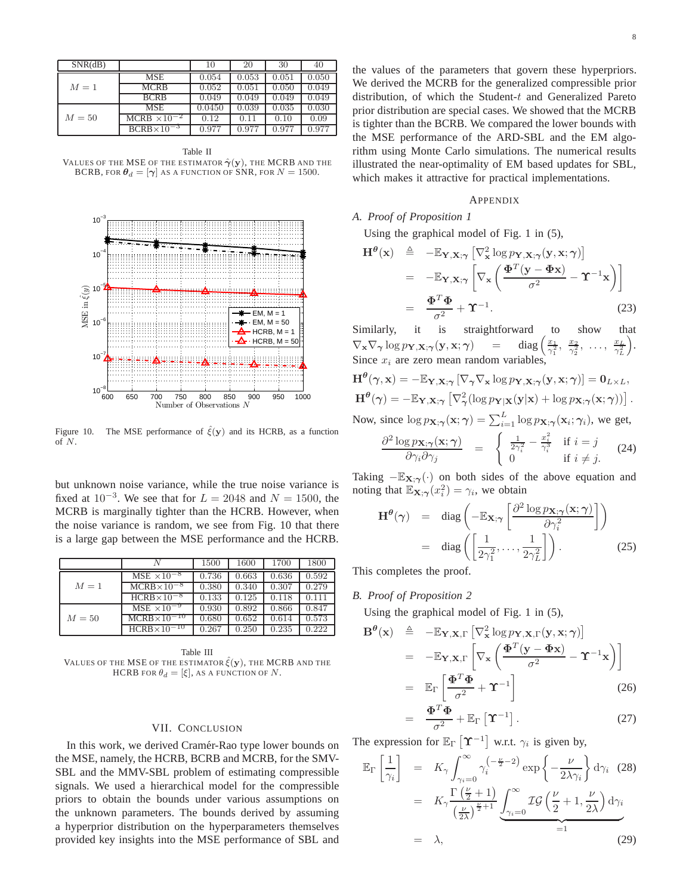| SNR(dB) | | 10 | 20 | 30 | 40 |
|---|---|---|---|---|---|
| $M=1$ | MSE | 0.054 | 0.053 | 0.051 | 0.050 |
| | MCRB | 0.052 | 0.051 | 0.050 | 0.049 |
| | BCRB | 0.049 | 0.049 | 0.049 | 0.049 |
| $M=50$ | MSE | 0.0450 | 0.039 | 0.035 | 0.030 |
| | MCRB $\times 10^{-2}$ | 0.12 | 0.11 | 0.10 | 0.09 |
| | BCRB$\times 10^{-3}$ | 0.977 | 0.977 | 0.977 | 0.977 |

Table II
VALUES OF THE MSE OF THE ESTIMATOR $\hat{\boldsymbol{\gamma}}(\mathbf{y})$, THE MCRB AND THE BCRB, FOR $\boldsymbol{\theta}_d = [\boldsymbol{\gamma}]$ AS A FUNCTION OF SNR, FOR $N = 1500$.

Figure 10. The MSE performance of $\hat{\xi}(\mathbf{y})$ and its HCRB, as a function of $N$.

but unknown noise variance, while the true noise variance is fixed at $10^{-3}$. We see that for $L = 2048$ and $N = 1500$, the MCRB is marginally tighter than the HCRB. However, when the noise variance is random, we see from Fig. 10 that there is a large gap between the MSE performance and the HCRB.

| | $N$ | 1500 | 1600 | 1700 | 1800 |
|---|---|---|---|---|---|
| $M=1$ | MSE $\times 10^{-8}$ | 0.736 | 0.663 | 0.636 | 0.592 |
| | MCRB$\times 10^{-8}$ | 0.380 | 0.340 | 0.307 | 0.279 |
| | HCRB$\times 10^{-8}$ | 0.133 | 0.125 | 0.118 | 0.111 |
| $M=50$ | MSE $\times 10^{-9}$ | 0.930 | 0.892 | 0.866 | 0.847 |
| | MCRB$\times 10^{-10}$ | 0.680 | 0.652 | 0.614 | 0.573 |
| | HCRB$\times 10^{-10}$ | 0.267 | 0.250 | 0.235 | 0.222 |

Table III
VALUES OF THE MSE OF THE ESTIMATOR $\hat{\xi}(\mathbf{y})$, THE MCRB AND THE HCRB FOR $\theta_d = [\xi]$, AS A FUNCTION OF $N$.

## VII. CONCLUSION

In this work, we derived Cramér-Rao type lower bounds on the MSE, namely, the HCRB, BCRB and MCRB, for the SMV-SBL and the MMV-SBL problem of estimating compressible signals. We used a hierarchical model for the compressible priors to obtain the bounds under various assumptions on the unknown parameters. The bounds derived by assuming a hyperprior distribution on the hyperparameters themselves provided key insights into the MSE performance of SBL and the values of the parameters that govern these hyperpriors. We derived the MCRB for the generalized compressible prior distribution, of which the Student-$t$ and Generalized Pareto prior distribution are special cases. We showed that the MCRB is tighter than the BCRB. We compared the lower bounds with the MSE performance of the ARD-SBL and the EM algorithm using Monte Carlo simulations. The numerical results illustrated the near-optimality of EM based updates for SBL, which makes it attractive for practical implementations.

## APPENDIX

### A. Proof of Proposition 1

Using the graphical model of Fig. 1 in (5),

$$\begin{aligned}
\mathbf{H}^{\boldsymbol{\theta}}(\mathbf{x}) &\triangleq -\mathbb{E}_{\mathbf{Y},\mathbf{X};\boldsymbol{\gamma}}\left[\nabla^2_{\mathbf{x}} \log p_{\mathbf{Y},\mathbf{X};\boldsymbol{\gamma}}(\mathbf{y},\mathbf{x};\boldsymbol{\gamma})\right] \\
&= -\mathbb{E}_{\mathbf{Y},\mathbf{X};\boldsymbol{\gamma}}\left[\nabla_{\mathbf{x}}\left(\frac{\boldsymbol{\Phi}^T(\mathbf{y}-\boldsymbol{\Phi}\mathbf{x})}{\sigma^2} - \boldsymbol{\Upsilon}^{-1}\mathbf{x}\right)\right] \\
&= \frac{\boldsymbol{\Phi}^T\boldsymbol{\Phi}}{\sigma^2} + \boldsymbol{\Upsilon}^{-1}. \qquad (23)
\end{aligned}$$

Similarly, it is straightforward to show that $\nabla_{\mathbf{x}}\nabla_{\boldsymbol{\gamma}} \log p_{\mathbf{Y},\mathbf{X};\boldsymbol{\gamma}}(\mathbf{y},\mathbf{x};\boldsymbol{\gamma}) = \text{diag}\left(\frac{x_1}{\gamma_1^2}, \frac{x_2}{\gamma_2^2}, \ldots, \frac{x_L}{\gamma_L^2}\right)$. Since $x_i$ are zero mean random variables,

$$\mathbf{H}^{\boldsymbol{\theta}}(\boldsymbol{\gamma},\mathbf{x}) = -\mathbb{E}_{\mathbf{Y},\mathbf{X};\boldsymbol{\gamma}}\left[\nabla_{\boldsymbol{\gamma}}\nabla_{\mathbf{x}} \log p_{\mathbf{Y},\mathbf{X};\boldsymbol{\gamma}}(\mathbf{y},\mathbf{x};\boldsymbol{\gamma})\right] = \mathbf{0}_{L\times L},$$

$$\mathbf{H}^{\boldsymbol{\theta}}(\boldsymbol{\gamma}) = -\mathbb{E}_{\mathbf{Y},\mathbf{X};\boldsymbol{\gamma}}\left[\nabla^2_{\boldsymbol{\gamma}}(\log p_{\mathbf{Y}|\mathbf{X}}(\mathbf{y}|\mathbf{x}) + \log p_{\mathbf{X};\boldsymbol{\gamma}}(\mathbf{x};\boldsymbol{\gamma}))\right].$$

Now, since $\log p_{\mathbf{X};\boldsymbol{\gamma}}(\mathbf{x};\boldsymbol{\gamma}) = \sum_{i=1}^{L} \log p_{\mathbf{X};\boldsymbol{\gamma}}(\mathbf{x}_i;\boldsymbol{\gamma}_i)$, we get,

$$\frac{\partial^2 \log p_{\mathbf{X};\boldsymbol{\gamma}}(\mathbf{x};\boldsymbol{\gamma})}{\partial\gamma_i\partial\gamma_j} = \begin{cases} \frac{1}{2\gamma_i^2} - \frac{x_i^2}{\gamma_i^3} & \text{if } i = j \\ 0 & \text{if } i \neq j. \end{cases} \qquad (24)$$

Taking $-\mathbb{E}_{\mathbf{X};\boldsymbol{\gamma}}(\cdot)$ on both sides of the above equation and noting that $\mathbb{E}_{\mathbf{X};\boldsymbol{\gamma}}(x_i^2) = \gamma_i$, we obtain

$$\begin{aligned}
\mathbf{H}^{\boldsymbol{\theta}}(\boldsymbol{\gamma}) &= \text{diag}\left(-\mathbb{E}_{\mathbf{X};\boldsymbol{\gamma}}\left[\frac{\partial^2 \log p_{\mathbf{X};\boldsymbol{\gamma}}(\mathbf{x};\boldsymbol{\gamma})}{\partial\gamma_i^2}\right]\right) \\
&= \text{diag}\left(\left[\frac{1}{2\gamma_1^2}, \ldots, \frac{1}{2\gamma_L^2}\right]\right). \qquad (25)
\end{aligned}$$

This completes the proof.

### B. Proof of Proposition 2

Using the graphical model of Fig. 1 in (5),

$$\begin{aligned}
\mathbf{B}^{\boldsymbol{\theta}}(\mathbf{x}) &\triangleq -\mathbb{E}_{\mathbf{Y},\mathbf{X},\Gamma}\left[\nabla^2_{\mathbf{x}} \log p_{\mathbf{Y},\mathbf{X},\Gamma}(\mathbf{y},\mathbf{x};\boldsymbol{\gamma})\right] \\
&= -\mathbb{E}_{\mathbf{Y},\mathbf{X},\Gamma}\left[\nabla_{\mathbf{x}}\left(\frac{\boldsymbol{\Phi}^T(\mathbf{y}-\boldsymbol{\Phi}\mathbf{x})}{\sigma^2} - \boldsymbol{\Upsilon}^{-1}\mathbf{x}\right)\right] \\
&= \mathbb{E}_{\Gamma}\left[\frac{\boldsymbol{\Phi}^T\boldsymbol{\Phi}}{\sigma^2} + \boldsymbol{\Upsilon}^{-1}\right] \qquad (26) \\
&= \frac{\boldsymbol{\Phi}^T\boldsymbol{\Phi}}{\sigma^2} + \mathbb{E}_{\Gamma}\left[\boldsymbol{\Upsilon}^{-1}\right]. \qquad (27)
\end{aligned}$$

The expression for $\mathbb{E}_{\Gamma}\left[\boldsymbol{\Upsilon}^{-1}\right]$ w.r.t. $\gamma_i$ is given by,

$$\begin{aligned}
\mathbb{E}_{\Gamma}\left[\frac{1}{\gamma_i}\right] &= K_{\gamma}\int_{\gamma_i=0}^{\infty} \gamma_i^{\left(-\frac{\nu}{2}-2\right)} \exp\left\{-\frac{\nu}{2\lambda\gamma_i}\right\} d\gamma_i \qquad (28) \\
&= K_{\gamma}\frac{\Gamma\left(\frac{\nu}{2}+1\right)}{\left(\frac{\nu}{2\lambda}\right)^{\frac{\nu}{2}+1}} \underbrace{\int_{\gamma_i=0}^{\infty} \mathcal{IG}\left(\frac{\nu}{2}+1, \frac{\nu}{2\lambda}\right) d\gamma_i}_{=1} \\
&= \lambda, \qquad (29)
\end{aligned}$$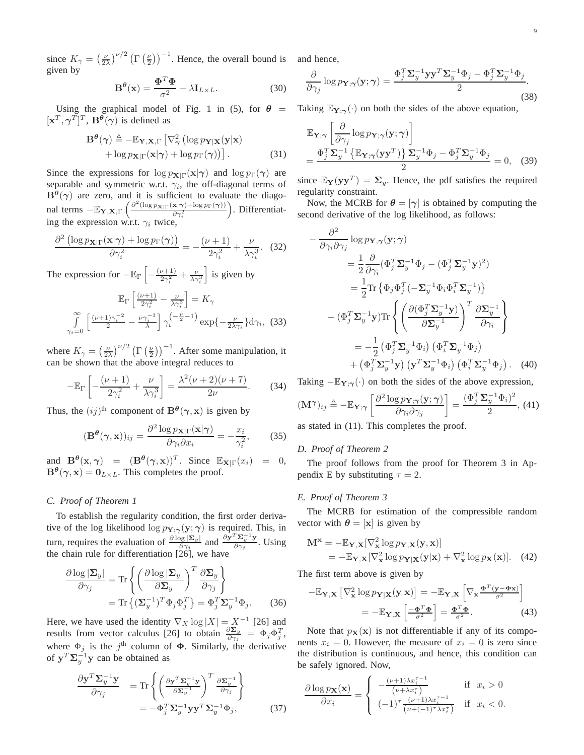since $K_\gamma = \left(\frac{\nu}{2\lambda}\right)^{\nu/2}\left(\Gamma\left(\frac{\nu}{2}\right)\right)^{-1}$. Hence, the overall bound is given by

$$\mathbf{B}^{\boldsymbol{\theta}}(\mathbf{x}) = \frac{\mathbf{\Phi}^T\mathbf{\Phi}}{\sigma^2} + \lambda \mathbf{I}_{L\times L}. \tag{30}$$

Using the graphical model of Fig. 1 in (5), for $\boldsymbol{\theta} = [\mathbf{x}^T, \boldsymbol{\gamma}^T]^T$, $\mathbf{B}^{\boldsymbol{\theta}}(\boldsymbol{\gamma})$ is defined as

$$\begin{aligned}\mathbf{B}^{\boldsymbol{\theta}}(\boldsymbol{\gamma}) \triangleq -\mathbb{E}_{\mathbf{Y},\mathbf{X},\Gamma}\left[\nabla^2_{\boldsymbol{\gamma}}\left(\log p_{\mathbf{Y}|\mathbf{X}}(\mathbf{y}|\mathbf{x})\right.\right. \\ \left.\left. + \log p_{\mathbf{X}|\Gamma}(\mathbf{x}|\boldsymbol{\gamma}) + \log p_{\Gamma}(\boldsymbol{\gamma})\right)\right].\end{aligned} \tag{31}$$

Since the expressions for $\log p_{\mathbf{X}|\Gamma}(\mathbf{x}|\boldsymbol{\gamma})$ and $\log p_{\Gamma}(\boldsymbol{\gamma})$ are separable and symmetric w.r.t. $\gamma_i$, the off-diagonal terms of $\mathbf{B}^{\boldsymbol{\theta}}(\boldsymbol{\gamma})$ are zero, and it is sufficient to evaluate the diagonal terms $-\mathbb{E}_{\mathbf{Y},\mathbf{X},\Gamma}\left(\frac{\partial^2(\log p_{\mathbf{X}|\Gamma}(\mathbf{x}|\boldsymbol{\gamma}) + \log p_{\Gamma}(\boldsymbol{\gamma}))}{\partial \gamma_i^2}\right)$. Differentiating the expression w.r.t. $\gamma_i$ twice,

$$\frac{\partial^2\left(\log p_{\mathbf{X}|\Gamma}(\mathbf{x}|\boldsymbol{\gamma}) + \log p_{\Gamma}(\boldsymbol{\gamma})\right)}{\partial \gamma_i^2} = -\frac{(\nu+1)}{2\gamma_i^2} + \frac{\nu}{\lambda\gamma_i^3}. \tag{32}$$

The expression for $-\mathbb{E}_{\Gamma}\left[-\frac{(\nu+1)}{2\gamma_i^2} + \frac{\nu}{\lambda\gamma_i^3}\right]$ is given by

$$\begin{aligned}\mathbb{E}_{\Gamma}\left[\tfrac{(\nu+1)}{2\gamma_i^2} - \tfrac{\nu}{\lambda\gamma_i^3}\right] = K_\gamma \\ \int_{\gamma_i=0}^{\infty}\left[\tfrac{(\nu+1)\gamma_i^{-2}}{2} - \tfrac{\nu\gamma_i^{-3}}{\lambda}\right]\gamma_i^{\left(-\frac{\nu}{2}-1\right)}\exp\{-\tfrac{\nu}{2\lambda\gamma_i}\}\mathrm{d}\gamma_i,\end{aligned} \tag{33}$$

where $K_\gamma = \left(\frac{\nu}{2\lambda}\right)^{\nu/2}\left(\Gamma\left(\frac{\nu}{2}\right)\right)^{-1}$. After some manipulation, it can be shown that the above integral reduces to

$$-\mathbb{E}_{\Gamma}\left[-\frac{(\nu+1)}{2\gamma_i^2} + \frac{\nu}{\lambda\gamma_i^3}\right] = \frac{\lambda^2(\nu+2)(\nu+7)}{2\nu}. \tag{34}$$

Thus, the $(ij)^{\text{th}}$ component of $\mathbf{B}^{\boldsymbol{\theta}}(\boldsymbol{\gamma}, \mathbf{x})$ is given by

$$(\mathbf{B}^{\boldsymbol{\theta}}(\boldsymbol{\gamma}, \mathbf{x}))_{ij} = \frac{\partial^2 \log p_{\mathbf{X}|\Gamma}(\mathbf{x}|\boldsymbol{\gamma})}{\partial\gamma_i \partial x_i} = -\frac{x_i}{\gamma_i^2}, \tag{35}$$

and $\mathbf{B}^{\boldsymbol{\theta}}(\mathbf{x}, \boldsymbol{\gamma}) = (\mathbf{B}^{\boldsymbol{\theta}}(\boldsymbol{\gamma}, \mathbf{x}))^T$. Since $\mathbb{E}_{\mathbf{X}|\Gamma}(x_i) = 0$, $\mathbf{B}^{\boldsymbol{\theta}}(\boldsymbol{\gamma}, \mathbf{x}) = \mathbf{0}_{L\times L}$. This completes the proof.

### C. Proof of Theorem 1

To establish the regularity condition, the first order derivative of the log likelihood $\log p_{\mathbf{Y};\boldsymbol{\gamma}}(\mathbf{y};\boldsymbol{\gamma})$ is required. This, in turn, requires the evaluation of $\frac{\partial \log|\mathbf{\Sigma}_y|}{\partial \gamma_j}$ and $\frac{\partial \mathbf{y}^T\mathbf{\Sigma}_y^{-1}\mathbf{y}}{\partial \gamma_j}$. Using the chain rule for differentiation [26], we have

$$\begin{aligned}\frac{\partial \log|\mathbf{\Sigma}_y|}{\partial \gamma_j} &= \mathrm{Tr}\left\{\left(\frac{\partial \log|\mathbf{\Sigma}_y|}{\partial \mathbf{\Sigma}_y}\right)^T \frac{\partial \mathbf{\Sigma}_y}{\partial \gamma_j}\right\} \\ &= \mathrm{Tr}\left\{(\mathbf{\Sigma}_y^{-1})^T \Phi_j \Phi_j^T\right\} = \Phi_j^T \mathbf{\Sigma}_y^{-1}\Phi_j.\end{aligned} \tag{36}$$

Here, we have used the identity $\nabla_X \log|X| = X^{-1}$ [26] and results from vector calculus [26] to obtain $\frac{\partial \mathbf{\Sigma}_y}{\partial \gamma_j} = \Phi_j \Phi_j^T$, where $\Phi_j$ is the $j^{\text{th}}$ column of $\mathbf{\Phi}$. Similarly, the derivative of $\mathbf{y}^T\mathbf{\Sigma}_y^{-1}\mathbf{y}$ can be obtained as

$$\begin{aligned}\frac{\partial \mathbf{y}^T\mathbf{\Sigma}_y^{-1}\mathbf{y}}{\partial \gamma_j} &= \mathrm{Tr}\left\{\left(\frac{\partial \mathbf{y}^T\mathbf{\Sigma}_y^{-1}\mathbf{y}}{\partial \mathbf{\Sigma}_y^{-1}}\right)^T \frac{\partial \mathbf{\Sigma}_y^{-1}}{\partial \gamma_j}\right\} \\ &= -\Phi_j^T\mathbf{\Sigma}_y^{-1}\mathbf{y}\mathbf{y}^T\mathbf{\Sigma}_y^{-1}\Phi_j,\end{aligned} \tag{37}$$

and hence,

$$\frac{\partial}{\partial \gamma_j}\log p_{\mathbf{Y};\boldsymbol{\gamma}}(\mathbf{y};\boldsymbol{\gamma}) = \frac{\Phi_j^T\mathbf{\Sigma}_y^{-1}\mathbf{y}\mathbf{y}^T\mathbf{\Sigma}_y^{-1}\Phi_j - \Phi_j^T\mathbf{\Sigma}_y^{-1}\Phi_j}{2}. \tag{38}$$

Taking $\mathbb{E}_{\mathbf{Y};\boldsymbol{\gamma}}(\cdot)$ on both the sides of the above equation,

$$\begin{aligned}&\mathbb{E}_{\mathbf{Y};\boldsymbol{\gamma}}\left[\frac{\partial}{\partial \gamma_j}\log p_{\mathbf{Y};\boldsymbol{\gamma}}(\mathbf{y};\boldsymbol{\gamma})\right] \\ &= \frac{\Phi_j^T\mathbf{\Sigma}_y^{-1}\left\{\mathbb{E}_{\mathbf{Y};\boldsymbol{\gamma}}(\mathbf{y}\mathbf{y}^T)\right\}\mathbf{\Sigma}_y^{-1}\Phi_j - \Phi_j^T\mathbf{\Sigma}_y^{-1}\Phi_j}{2} = 0,\end{aligned} \tag{39}$$

since $\mathbb{E}_{\mathbf{Y}}(\mathbf{y}\mathbf{y}^T) = \mathbf{\Sigma}_y$. Hence, the pdf satisfies the required regularity constraint.

Now, the MCRB for $\boldsymbol{\theta} = [\boldsymbol{\gamma}]$ is obtained by computing the second derivative of the log likelihood, as follows:

$$\begin{aligned}-&\frac{\partial^2}{\partial\gamma_i\partial\gamma_j}\log p_{\mathbf{Y},\boldsymbol{\gamma}}(\mathbf{y};\boldsymbol{\gamma}) \\ &= \frac{1}{2}\frac{\partial}{\partial\gamma_i}(\Phi_j^T\mathbf{\Sigma}_y^{-1}\Phi_j - (\Phi_j^T\mathbf{\Sigma}_y^{-1}\mathbf{y})^2) \\ &= \frac{1}{2}\mathrm{Tr}\left\{\Phi_j\Phi_j^T(-\mathbf{\Sigma}_y^{-1}\Phi_i\Phi_i^T\mathbf{\Sigma}_y^{-1})\right\} \\ -&(\Phi_j^T\mathbf{\Sigma}_y^{-1}\mathbf{y})\mathrm{Tr}\left\{\left(\frac{\partial(\Phi_j^T\mathbf{\Sigma}_y^{-1}\mathbf{y})}{\partial\mathbf{\Sigma}_y^{-1}}\right)^T\frac{\partial\mathbf{\Sigma}_y^{-1}}{\partial\gamma_i}\right\} \\ &= -\frac{1}{2}\left(\Phi_j^T\mathbf{\Sigma}_y^{-1}\Phi_i\right)\left(\Phi_i^T\mathbf{\Sigma}_y^{-1}\Phi_j\right) \\ &\quad + \left(\Phi_j^T\mathbf{\Sigma}_y^{-1}\mathbf{y}\right)\left(\mathbf{y}^T\mathbf{\Sigma}_y^{-1}\Phi_i\right)\left(\Phi_i^T\mathbf{\Sigma}_y^{-1}\Phi_j\right).\end{aligned} \tag{40}$$

Taking $-\mathbb{E}_{\mathbf{Y};\boldsymbol{\gamma}}(\cdot)$ on both the sides of the above expression,

$$(\mathbf{M}^{\boldsymbol{\gamma}})_{ij} \triangleq -\mathbb{E}_{\mathbf{Y};\boldsymbol{\gamma}}\left[\frac{\partial^2 \log p_{\mathbf{Y};\boldsymbol{\gamma}}(\mathbf{y};\boldsymbol{\gamma})}{\partial\gamma_i\partial\gamma_j}\right] = \frac{(\Phi_j^T\mathbf{\Sigma}_y^{-1}\Phi_i)^2}{2}, \tag{41}$$

as stated in (11). This completes the proof.

### D. Proof of Theorem 2

The proof follows from the proof for Theorem 3 in Appendix E by substituting $\tau = 2$.

### E. Proof of Theorem 3

The MCRB for estimation of the compressible random vector with $\boldsymbol{\theta} = [\mathbf{x}]$ is given by

$$\begin{aligned}\mathbf{M}^{\mathbf{x}} &= -\mathbb{E}_{\mathbf{Y},\mathbf{X}}[\nabla^2_{\mathbf{x}}\log p_{\mathbf{Y},\mathbf{X}}(\mathbf{y},\mathbf{x})] \\ &= -\mathbb{E}_{\mathbf{Y},\mathbf{X}}[\nabla^2_{\mathbf{x}}\log p_{\mathbf{Y}|\mathbf{X}}(\mathbf{y}|\mathbf{x}) + \nabla^2_{\mathbf{x}}\log p_{\mathbf{X}}(\mathbf{x})].\end{aligned} \tag{42}$$

The first term above is given by

$$\begin{aligned}-\mathbb{E}_{\mathbf{Y},\mathbf{X}}\left[\nabla^2_{\mathbf{x}}\log p_{\mathbf{Y}|\mathbf{X}}(\mathbf{y}|\mathbf{x})\right] &= -\mathbb{E}_{\mathbf{Y},\mathbf{X}}\left[\nabla_{\mathbf{x}}\tfrac{\mathbf{\Phi}^T(\mathbf{y}-\mathbf{\Phi}\mathbf{x})}{\sigma^2}\right] \\ &= -\mathbb{E}_{\mathbf{Y},\mathbf{X}}\left[\tfrac{-\mathbf{\Phi}^T\mathbf{\Phi}}{\sigma^2}\right] = \tfrac{\mathbf{\Phi}^T\mathbf{\Phi}}{\sigma^2}.\end{aligned} \tag{43}$$

Note that $p_{\mathbf{X}}(\mathbf{x})$ is not differentiable if any of its components $x_i = 0$. However, the measure of $x_i = 0$ is zero since the distribution is continuous, and hence, this condition can be safely ignored. Now,

$$\frac{\partial \log p_{\mathbf{X}}(\mathbf{x})}{\partial x_i} = \begin{cases} -\frac{(\nu+1)\lambda x_i^{\tau-1}}{\left(\nu+\lambda x_i^{\tau}\right)} & \text{if } \ x_i > 0 \\ (-1)^{\tau}\frac{(\nu+1)\lambda x_i^{\tau-1}}{\left(\nu+(-1)^{\tau}\lambda x_i^{\tau}\right)} & \text{if } \ x_i < 0. \end{cases}$$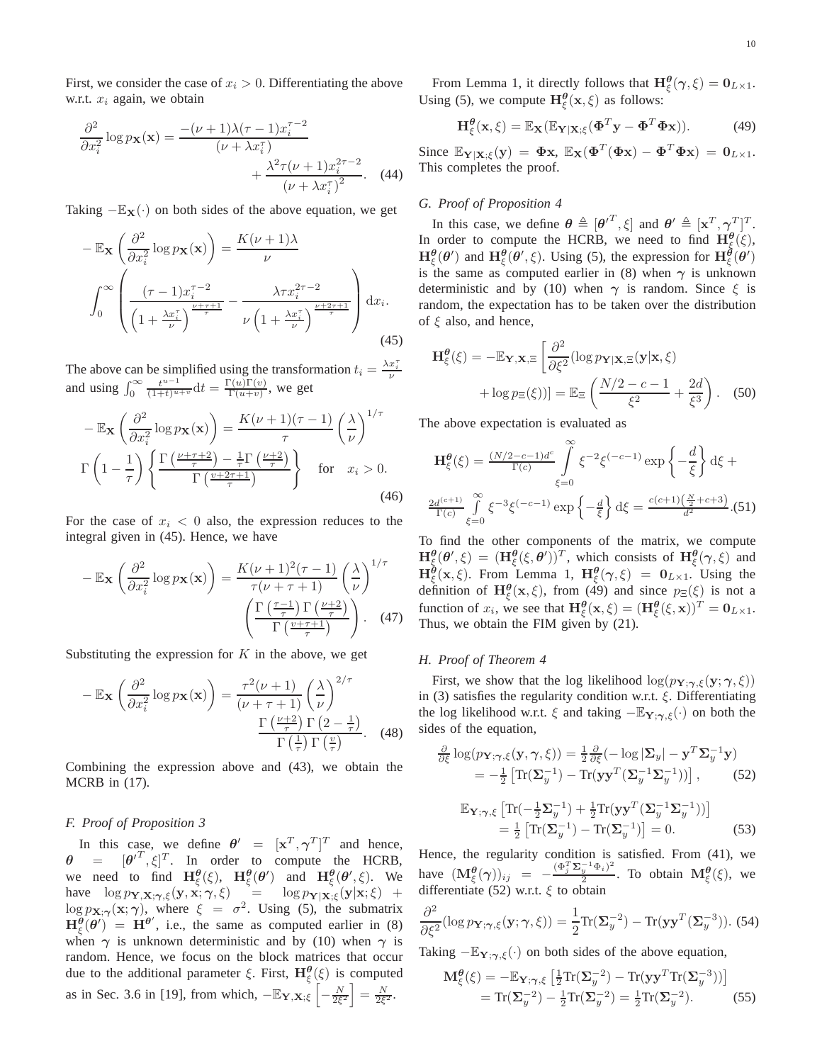First, we consider the case of $x_i > 0$. Differentiating the above w.r.t. $x_i$ again, we obtain

$$\frac{\partial^2}{\partial x_i^2} \log p_{\mathbf{X}}(\mathbf{x}) = \frac{-(\nu+1)\lambda(\tau-1)x_i^{\tau-2}}{(\nu+\lambda x_i^\tau)} + \frac{\lambda^2\tau(\nu+1)x_i^{2\tau-2}}{(\nu+\lambda x_i^\tau)^2}. \quad (44)$$

Taking $-\mathbb{E}_{\mathbf{X}}(\cdot)$ on both sides of the above equation, we get

$$-\mathbb{E}_{\mathbf{X}}\left(\frac{\partial^2}{\partial x_i^2}\log p_{\mathbf{X}}(\mathbf{x})\right) = \frac{K(\nu+1)\lambda}{\nu} \int_0^\infty \left(\frac{(\tau-1)x_i^{\tau-2}}{\left(1+\frac{\lambda x_i^\tau}{\nu}\right)^{\frac{\nu+\tau+1}{\tau}}} - \frac{\lambda\tau x_i^{2\tau-2}}{\nu\left(1+\frac{\lambda x_i^\tau}{\nu}\right)^{\frac{\nu+2\tau+1}{\tau}}}\right)\mathrm{d}x_i. \quad (45)$$

The above can be simplified using the transformation $t_i = \frac{\lambda x_i^\tau}{\nu}$ and using $\int_0^\infty \frac{t^{u-1}}{(1+t)^{u+v}}\mathrm{d}t = \frac{\Gamma(u)\Gamma(v)}{\Gamma(u+v)}$, we get

$$-\mathbb{E}_{\mathbf{X}}\left(\frac{\partial^2}{\partial x_i^2}\log p_{\mathbf{X}}(\mathbf{x})\right) = \frac{K(\nu+1)(\tau-1)}{\tau}\left(\frac{\lambda}{\nu}\right)^{1/\tau} \Gamma\left(1-\frac{1}{\tau}\right)\left\{\frac{\Gamma\left(\frac{\nu+\tau+2}{\tau}\right) - \frac{1}{\tau}\Gamma\left(\frac{\nu+2}{\tau}\right)}{\Gamma\left(\frac{v+2\tau+1}{\tau}\right)}\right\} \quad \text{for} \quad x_i > 0. \quad (46)$$

For the case of $x_i < 0$ also, the expression reduces to the integral given in (45). Hence, we have

$$-\mathbb{E}_{\mathbf{X}}\left(\frac{\partial^2}{\partial x_i^2}\log p_{\mathbf{X}}(\mathbf{x})\right) = \frac{K(\nu+1)^2(\tau-1)}{\tau(\nu+\tau+1)}\left(\frac{\lambda}{\nu}\right)^{1/\tau} \left(\frac{\Gamma\left(\frac{\tau-1}{\tau}\right)\Gamma\left(\frac{\nu+2}{\tau}\right)}{\Gamma\left(\frac{v+\tau+1}{\tau}\right)}\right). \quad (47)$$

Substituting the expression for $K$ in the above, we get

$$-\mathbb{E}_{\mathbf{X}}\left(\frac{\partial^2}{\partial x_i^2}\log p_{\mathbf{X}}(\mathbf{x})\right) = \frac{\tau^2(\nu+1)}{(\nu+\tau+1)}\left(\frac{\lambda}{\nu}\right)^{2/\tau} \frac{\Gamma\left(\frac{\nu+2}{\tau}\right)\Gamma\left(2-\frac{1}{\tau}\right)}{\Gamma\left(\frac{1}{\tau}\right)\Gamma\left(\frac{v}{\tau}\right)}. \quad (48)$$

Combining the expression above and (43), we obtain the MCRB in (17).

### F. Proof of Proposition 3

In this case, we define $\boldsymbol{\theta}' = [\mathbf{x}^T, \boldsymbol{\gamma}^T]^T$ and hence, $\boldsymbol{\theta} = [\boldsymbol{\theta}'^T, \xi]^T$. In order to compute the HCRB, we need to find $\mathbf{H}_\xi^{\boldsymbol{\theta}}(\xi)$, $\mathbf{H}_\xi^{\boldsymbol{\theta}}(\boldsymbol{\theta}')$ and $\mathbf{H}_\xi^{\boldsymbol{\theta}}(\boldsymbol{\theta}', \xi)$. We have $\log p_{\mathbf{Y},\mathbf{X};\boldsymbol{\gamma},\xi}(\mathbf{y},\mathbf{x};\boldsymbol{\gamma},\xi) = \log p_{\mathbf{Y}|\mathbf{X};\xi}(\mathbf{y}|\mathbf{x};\xi) + \log p_{\mathbf{X};\boldsymbol{\gamma}}(\mathbf{x};\boldsymbol{\gamma})$, where $\xi = \sigma^2$. Using (5), the submatrix $\mathbf{H}_\xi^{\boldsymbol{\theta}}(\boldsymbol{\theta}') = \mathbf{H}^{\boldsymbol{\theta}'}$, i.e., the same as computed earlier in (8) when $\boldsymbol{\gamma}$ is unknown deterministic and by (10) when $\boldsymbol{\gamma}$ is random. Hence, we focus on the block matrices that occur due to the additional parameter $\xi$. First, $\mathbf{H}_\xi^{\boldsymbol{\theta}}(\xi)$ is computed as in Sec. 3.6 in [19], from which, $-\mathbb{E}_{\mathbf{Y},\mathbf{X};\xi}\left[-\frac{N}{2\xi^2}\right] = \frac{N}{2\xi^2}$.

From Lemma 1, it directly follows that $\mathbf{H}_\xi^{\boldsymbol{\theta}}(\boldsymbol{\gamma}, \xi) = \mathbf{0}_{L\times 1}$. Using (5), we compute $\mathbf{H}_\xi^{\boldsymbol{\theta}}(\mathbf{x}, \xi)$ as follows:

$$\mathbf{H}_\xi^{\boldsymbol{\theta}}(\mathbf{x}, \xi) = \mathbb{E}_{\mathbf{X}}(\mathbb{E}_{\mathbf{Y}|\mathbf{X};\xi}(\boldsymbol{\Phi}^T\mathbf{y} - \boldsymbol{\Phi}^T\boldsymbol{\Phi}\mathbf{x})). \quad (49)$$

Since $\mathbb{E}_{\mathbf{Y}|\mathbf{X};\xi}(\mathbf{y}) = \boldsymbol{\Phi}\mathbf{x}$, $\mathbb{E}_{\mathbf{X}}(\boldsymbol{\Phi}^T(\boldsymbol{\Phi}\mathbf{x}) - \boldsymbol{\Phi}^T\boldsymbol{\Phi}\mathbf{x}) = \mathbf{0}_{L\times 1}$. This completes the proof.

### G. Proof of Proposition 4

In this case, we define $\boldsymbol{\theta} \triangleq [\boldsymbol{\theta}'^T, \xi]$ and $\boldsymbol{\theta}' \triangleq [\mathbf{x}^T, \boldsymbol{\gamma}^T]^T$. In order to compute the HCRB, we need to find $\mathbf{H}_\xi^{\boldsymbol{\theta}}(\xi)$, $\mathbf{H}_\xi^{\boldsymbol{\theta}}(\boldsymbol{\theta}')$ and $\mathbf{H}_\xi^{\boldsymbol{\theta}}(\boldsymbol{\theta}', \xi)$. Using (5), the expression for $\mathbf{H}_\xi^{\boldsymbol{\theta}}(\boldsymbol{\theta}')$ is the same as computed earlier in (8) when $\boldsymbol{\gamma}$ is unknown deterministic and by (10) when $\boldsymbol{\gamma}$ is random. Since $\xi$ is random, the expectation has to be taken over the distribution of $\xi$ also, and hence,

$$\mathbf{H}_\xi^{\boldsymbol{\theta}}(\xi) = -\mathbb{E}_{\mathbf{Y},\mathbf{X},\Xi}\left[\frac{\partial^2}{\partial\xi^2}(\log p_{\mathbf{Y}|\mathbf{X},\Xi}(\mathbf{y}|\mathbf{x},\xi) + \log p_\Xi(\xi))\right] = \mathbb{E}_\Xi\left(\frac{N/2-c-1}{\xi^2} + \frac{2d}{\xi^3}\right). \quad (50)$$

The above expectation is evaluated as

$$\mathbf{H}_\xi^{\boldsymbol{\theta}}(\xi) = \frac{(N/2-c-1)d^c}{\Gamma(c)}\int_{\xi=0}^{\infty}\xi^{-2}\xi^{(-c-1)}\exp\left\{-\frac{d}{\xi}\right\}\mathrm{d}\xi + \frac{2d^{(c+1)}}{\Gamma(c)}\int_{\xi=0}^{\infty}\xi^{-3}\xi^{(-c-1)}\exp\left\{-\frac{d}{\xi}\right\}\mathrm{d}\xi = \frac{c(c+1)\left(\frac{N}{2}+c+3\right)}{d^2}. \quad (51)$$

To find the other components of the matrix, we compute $\mathbf{H}_\xi^{\boldsymbol{\theta}}(\boldsymbol{\theta}', \xi) = (\mathbf{H}_\xi^{\boldsymbol{\theta}}(\xi, \boldsymbol{\theta}'))^T$, which consists of $\mathbf{H}_\xi^{\boldsymbol{\theta}}(\boldsymbol{\gamma}, \xi)$ and $\mathbf{H}_\xi^{\boldsymbol{\theta}}(\mathbf{x}, \xi)$. From Lemma 1, $\mathbf{H}_\xi^{\boldsymbol{\theta}}(\boldsymbol{\gamma}, \xi) = \mathbf{0}_{L\times 1}$. Using the definition of $\mathbf{H}_\xi^{\boldsymbol{\theta}}(\mathbf{x}, \xi)$, from (49) and since $p_\Xi(\xi)$ is not a function of $x_i$, we see that $\mathbf{H}_\xi^{\boldsymbol{\theta}}(\xi, \mathbf{x}) = (\mathbf{H}_\xi^{\boldsymbol{\theta}}(\xi, \mathbf{x}))^T = \mathbf{0}_{L\times 1}$. Thus, we obtain the FIM given by (21).

### H. Proof of Theorem 4

First, we show that the log likelihood $\log(p_{\mathbf{Y};\boldsymbol{\gamma},\xi}(\mathbf{y};\boldsymbol{\gamma},\xi))$ in (3) satisfies the regularity condition w.r.t. $\xi$. Differentiating the log likelihood w.r.t. $\xi$ and taking $-\mathbb{E}_{\mathbf{Y};\boldsymbol{\gamma},\xi}(\cdot)$ on both the sides of the equation,

$$\begin{aligned}\frac{\partial}{\partial\xi}\log(p_{\mathbf{Y};\boldsymbol{\gamma},\xi}(\mathbf{y},\boldsymbol{\gamma},\xi)) &= \frac{1}{2}\frac{\partial}{\partial\xi}(-\log|\boldsymbol{\Sigma}_y| - \mathbf{y}^T\boldsymbol{\Sigma}_y^{-1}\mathbf{y}) \\ &= -\frac{1}{2}\left[\mathrm{Tr}(\boldsymbol{\Sigma}_y^{-1}) - \mathrm{Tr}(\mathbf{y}\mathbf{y}^T(\boldsymbol{\Sigma}_y^{-1}\boldsymbol{\Sigma}_y^{-1}))\right], \end{aligned} \quad (52)$$

$$\begin{aligned}\mathbb{E}_{\mathbf{Y};\boldsymbol{\gamma},\xi}&\left[\mathrm{Tr}(-\tfrac{1}{2}\boldsymbol{\Sigma}_y^{-1}) + \tfrac{1}{2}\mathrm{Tr}(\mathbf{y}\mathbf{y}^T(\boldsymbol{\Sigma}_y^{-1}\boldsymbol{\Sigma}_y^{-1}))\right] \\ &= \tfrac{1}{2}\left[\mathrm{Tr}(\boldsymbol{\Sigma}_y^{-1}) - \mathrm{Tr}(\boldsymbol{\Sigma}_y^{-1})\right] = 0. \end{aligned} \quad (53)$$

Hence, the regularity condition is satisfied. From (41), we have $(\mathbf{M}_\xi^{\boldsymbol{\theta}}(\boldsymbol{\gamma}))_{ij} = -\frac{(\Phi_j^T\boldsymbol{\Sigma}_y^{-1}\Phi_i)^2}{2}$. To obtain $\mathbf{M}_\xi^{\boldsymbol{\theta}}(\xi)$, we differentiate (52) w.r.t. $\xi$ to obtain

$$\frac{\partial^2}{\partial\xi^2}(\log p_{\mathbf{Y};\boldsymbol{\gamma},\xi}(\mathbf{y};\boldsymbol{\gamma},\xi)) = \frac{1}{2}\mathrm{Tr}(\boldsymbol{\Sigma}_y^{-2}) - \mathrm{Tr}(\mathbf{y}\mathbf{y}^T(\boldsymbol{\Sigma}_y^{-3})). \quad (54)$$

Taking $-\mathbb{E}_{\mathbf{Y};\boldsymbol{\gamma},\xi}(\cdot)$ on both sides of the above equation,

$$\begin{aligned}\mathbf{M}_\xi^{\boldsymbol{\theta}}(\xi) &= -\mathbb{E}_{\mathbf{Y};\boldsymbol{\gamma},\xi}\left[\tfrac{1}{2}\mathrm{Tr}(\boldsymbol{\Sigma}_y^{-2}) - \mathrm{Tr}(\mathbf{y}\mathbf{y}^T\mathrm{Tr}(\boldsymbol{\Sigma}_y^{-3}))\right] \\ &= \mathrm{Tr}(\boldsymbol{\Sigma}_y^{-2}) - \tfrac{1}{2}\mathrm{Tr}(\boldsymbol{\Sigma}_y^{-2}) = \tfrac{1}{2}\mathrm{Tr}(\boldsymbol{\Sigma}_y^{-2}). \end{aligned} \quad (55)$$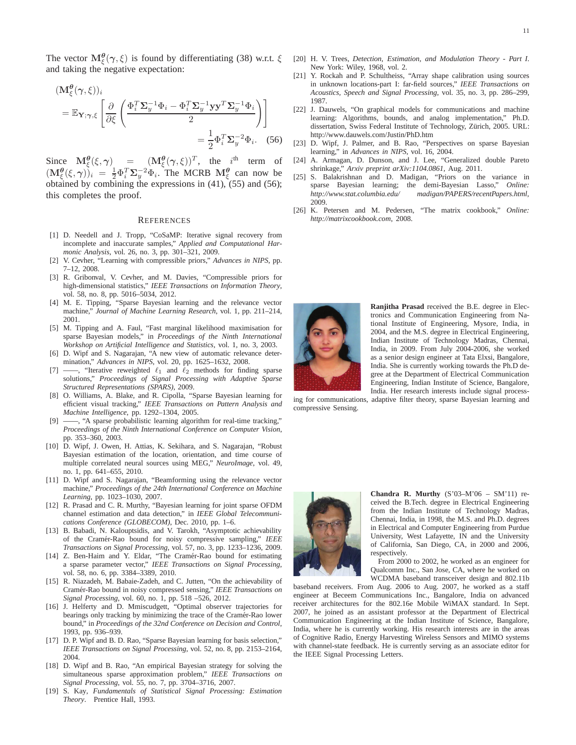The vector $\mathbf{M}_{\xi}^{\boldsymbol{\theta}}(\boldsymbol{\gamma}, \xi)$ is found by differentiating (38) w.r.t. $\xi$ and taking the negative expectation:

$$
\begin{aligned}
(\mathbf{M}_{\xi}^{\boldsymbol{\theta}}(\boldsymbol{\gamma}, \xi))_i
&= \mathbb{E}_{\mathbf{Y};\boldsymbol{\gamma},\xi}\left[\frac{\partial}{\partial \xi}\left(\frac{\Phi_i^T \boldsymbol{\Sigma}_y^{-1}\Phi_i - \Phi_i^T \boldsymbol{\Sigma}_y^{-1}\mathbf{y}\mathbf{y}^T\boldsymbol{\Sigma}_y^{-1}\Phi_i}{2}\right)\right] \\
&= \frac{1}{2}\Phi_i^T \boldsymbol{\Sigma}_y^{-2}\Phi_i. \quad (56)
\end{aligned}
$$

Since $\mathbf{M}_{\xi}^{\boldsymbol{\theta}}(\xi, \boldsymbol{\gamma}) = (\mathbf{M}_{\xi}^{\boldsymbol{\theta}}(\boldsymbol{\gamma}, \xi))^T$, the $i^{\text{th}}$ term of $(\mathbf{M}_{\xi}^{\boldsymbol{\theta}}(\xi, \boldsymbol{\gamma}))_i = \frac{1}{2}\Phi_i^T \boldsymbol{\Sigma}_y^{-2}\Phi_i$. The MCRB $\mathbf{M}_{\xi}^{\boldsymbol{\theta}}$ can now be obtained by combining the expressions in (41), (55) and (56); this completes the proof.

## References

[1] D. Needell and J. Tropp, "CoSaMP: Iterative signal recovery from incomplete and inaccurate samples," *Applied and Computational Harmonic Analysis*, vol. 26, no. 3, pp. 301–321, 2009.

[2] V. Cevher, "Learning with compressible priors," *Advances in NIPS*, pp. 7–12, 2008.

[3] R. Gribonval, V. Cevher, and M. Davies, "Compressible priors for high-dimensional statistics," *IEEE Transactions on Information Theory*, vol. 58, no. 8, pp. 5016–5034, 2012.

[4] M. E. Tipping, "Sparse Bayesian learning and the relevance vector machine," *Journal of Machine Learning Research*, vol. 1, pp. 211–214, 2001.

[5] M. Tipping and A. Faul, "Fast marginal likelihood maximisation for sparse Bayesian models," in *Proceedings of the Ninth International Workshop on Artificial Intelligence and Statistics*, vol. 1, no. 3, 2003.

[6] D. Wipf and S. Nagarajan, "A new view of automatic relevance determination," *Advances in NIPS*, vol. 20, pp. 1625–1632, 2008.

[7] ——, "Iterative reweighted $\ell_1$ and $\ell_2$ methods for finding sparse solutions," *Proceedings of Signal Processing with Adaptive Sparse Structured Representations (SPARS)*, 2009.

[8] O. Williams, A. Blake, and R. Cipolla, "Sparse Bayesian learning for efficient visual tracking," *IEEE Transactions on Pattern Analysis and Machine Intelligence*, pp. 1292–1304, 2005.

[9] ——, "A sparse probabilistic learning algorithm for real-time tracking," *Proceedings of the Ninth International Conference on Computer Vision*, pp. 353–360, 2003.

[10] D. Wipf, J. Owen, H. Attias, K. Sekihara, and S. Nagarajan, "Robust Bayesian estimation of the location, orientation, and time course of multiple correlated neural sources using MEG," *NeuroImage*, vol. 49, no. 1, pp. 641–655, 2010.

[11] D. Wipf and S. Nagarajan, "Beamforming using the relevance vector machine," *Proceedings of the 24th International Conference on Machine Learning*, pp. 1023–1030, 2007.

[12] R. Prasad and C. R. Murthy, "Bayesian learning for joint sparse OFDM channel estimation and data detection," in *IEEE Global Telecommunications Conference (GLOBECOM)*, Dec. 2010, pp. 1–6.

[13] B. Babadi, N. Kalouptsidis, and V. Tarokh, "Asymptotic achievability of the Cramér-Rao bound for noisy compressive sampling," *IEEE Transactions on Signal Processing*, vol. 57, no. 3, pp. 1233–1236, 2009.

[14] Z. Ben-Haim and Y. Eldar, "The Cramér-Rao bound for estimating a sparse parameter vector," *IEEE Transactions on Signal Processing*, vol. 58, no. 6, pp. 3384–3389, 2010.

[15] R. Niazadeh, M. Babaie-Zadeh, and C. Jutten, "On the achievability of Cramér-Rao bound in noisy compressed sensing," *IEEE Transactions on Signal Processing*, vol. 60, no. 1, pp. 518 –526, 2012.

[16] J. Helferty and D. Mmiscudgett, "Optimal observer trajectories for bearings only tracking by minimizing the trace of the Cramér-Rao lower bound," in *Proceedings of the 32nd Conference on Decision and Control*, 1993, pp. 936–939.

[17] D. P. Wipf and B. D. Rao, "Sparse Bayesian learning for basis selection," *IEEE Transactions on Signal Processing*, vol. 52, no. 8, pp. 2153–2164, 2004.

[18] D. Wipf and B. Rao, "An empirical Bayesian strategy for solving the simultaneous sparse approximation problem," *IEEE Transactions on Signal Processing*, vol. 55, no. 7, pp. 3704–3716, 2007.

[19] S. Kay, *Fundamentals of Statistical Signal Processing: Estimation Theory*. Prentice Hall, 1993.

[20] H. V. Trees, *Detection, Estimation, and Modulation Theory - Part I*. New York: Wiley, 1968, vol. 2.

[21] Y. Rockah and P. Schultheiss, "Array shape calibration using sources in unknown locations-part I: far-field sources," *IEEE Transactions on Acoustics, Speech and Signal Processing*, vol. 35, no. 3, pp. 286–299, 1987.

[22] J. Dauwels, "On graphical models for communications and machine learning: Algorithms, bounds, and analog implementation," Ph.D. dissertation, Swiss Federal Institute of Technology, Zürich, 2005. URL: http://www.dauwels.com/Justin/PhD.htm

[23] D. Wipf, J. Palmer, and B. Rao, "Perspectives on sparse Bayesian learning," in *Advances in NIPS*, vol. 16, 2004.

[24] A. Armagan, D. Dunson, and J. Lee, "Generalized double Pareto shrinkage," *Arxiv preprint arXiv:1104.0861*, Aug. 2011.

[25] S. Balakrishnan and D. Madigan, "Priors on the variance in sparse Bayesian learning; the demi-Bayesian Lasso," *Online: http://www.stat.columbia.edu/ madigan/PAPERS/recentPapers.html*, 2009.

[26] K. Petersen and M. Pedersen, "The matrix cookbook," *Online: http://matrixcookbook.com*, 2008.

**Ranjitha Prasad** received the B.E. degree in Electronics and Communication Engineering from National Institute of Engineering, Mysore, India, in 2004, and the M.S. degree in Electrical Engineering, Indian Institute of Technology Madras, Chennai, India, in 2009. From July 2004-2006, she worked as a senior design engineer at Tata Elxsi, Bangalore, India. She is currently working towards the Ph.D degree at the Department of Electrical Communication Engineering, Indian Institute of Science, Bangalore, India. Her research interests include signal processing for communications, adaptive filter theory, sparse Bayesian learning and compressive Sensing.

**Chandra R. Murthy** (S'03–M'06 – SM'11) received the B.Tech. degree in Electrical Engineering from the Indian Institute of Technology Madras, Chennai, India, in 1998, the M.S. and Ph.D. degrees in Electrical and Computer Engineering from Purdue University, West Lafayette, IN and the University of California, San Diego, CA, in 2000 and 2006, respectively.

From 2000 to 2002, he worked as an engineer for Qualcomm Inc., San Jose, CA, where he worked on WCDMA baseband transceiver design and 802.11b baseband receivers. From Aug. 2006 to Aug. 2007, he worked as a staff engineer at Beceem Communications Inc., Bangalore, India on advanced receiver architectures for the 802.16e Mobile WiMAX standard. In Sept. 2007, he joined as an assistant professor at the Department of Electrical Communication Engineering at the Indian Institute of Science, Bangalore, India, where he is currently working. His research interests are in the areas of Cognitive Radio, Energy Harvesting Wireless Sensors and MIMO systems with channel-state feedback. He is currently serving as an associate editor for the IEEE Signal Processing Letters.